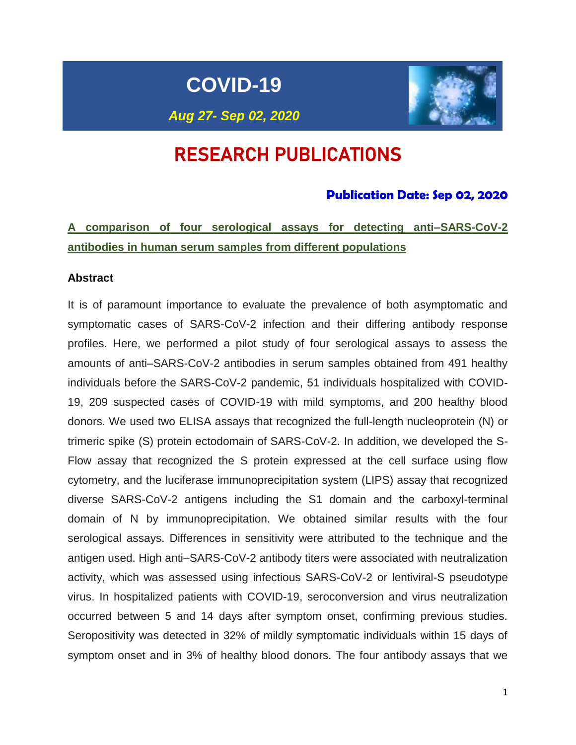# COVID-19

*Aug 27- Sep 02, 2020*

# RESEARCH PUBLICATIONS

**Publication Date: Sep 02, 2020**

## A comparison of four serological assays for detecting anti–SARS-CoV-2 antibodies in human serum samples from different populations

**Abstract**

It is of paramount importance to evaluate the prevalence of both asymptomatic and symptomatic cases of SARS-CoV-2 infection and their differing antibody response profiles. Here, we performed a pilot study of four serological assays to assess the amounts of anti–SARS-CoV-2 antibodies in serum samples obtained from 491 healthy individuals before the SARS-CoV-2 pandemic, 51 individuals hospitalized with COVID-19, 209 suspected cases of COVID-19 with mild symptoms, and 200 healthy blood donors. We used two ELISA assays that recognized the full-length nucleoprotein (N) or trimeric spike (S) protein ectodomain of SARS-CoV-2. In addition, we developed the S-Flow assay that recognized the S protein expressed at the cell surface using flow cytometry, and the luciferase immunoprecipitation system (LIPS) assay that recognized diverse SARS-CoV-2 antigens including the S1 domain and the carboxyl-terminal domain of N by immunoprecipitation. We obtained similar results with the four serological assays. Differences in sensitivity were attributed to the technique and the antigen used. High anti–SARS-CoV-2 antibody titers were associated with neutralization activity, which was assessed using infectious SARS-CoV-2 or lentiviral-S pseudotype virus. In hospitalized patients with COVID-19, seroconversion and virus neutralization occurred between 5 and 14 days after symptom onset, confirming previous studies. Seropositivity was detected in 32% of mildly symptomatic individuals within 15 days of symptom onset and in 3% of healthy blood donors. The four antibody assays that we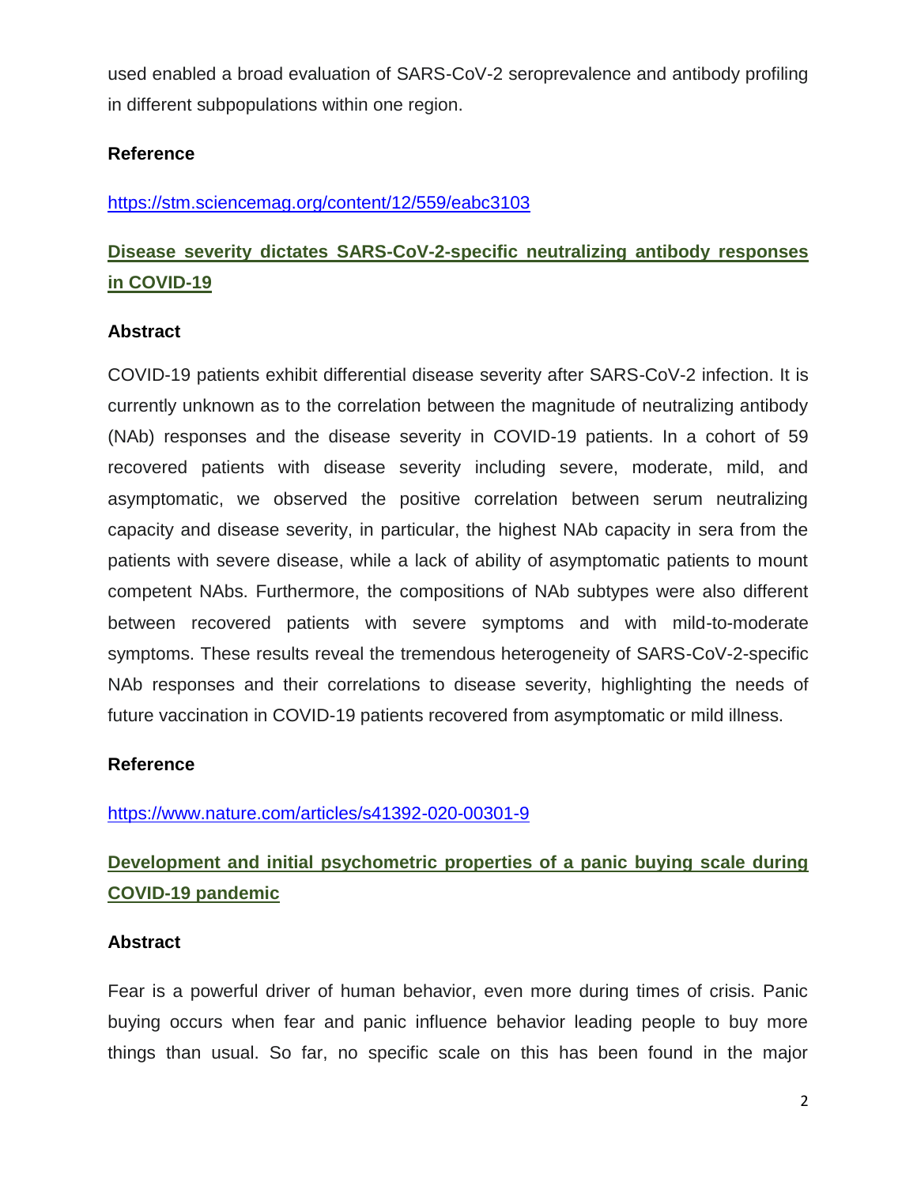used enabled a broad evaluation of SARS-CoV-2 seroprevalence and antibody profiling in different subpopulations within one region.

**Reference**

https://stm.sciencemag.org/content/12/559/eabc3103

## Disease severity dictates SARS-CoV-2-specific neutralizing antibody responses in COVID-19

**Abstract**

COVID-19 patients exhibit differential disease severity after SARS-CoV-2 infection. It is currently unknown as to the correlation between the magnitude of neutralizing antibody (NAb) responses and the disease severity in COVID-19 patients. In a cohort of 59 recovered patients with disease severity including severe, moderate, mild, and asymptomatic, we observed the positive correlation between serum neutralizing capacity and disease severity, in particular, the highest NAb capacity in sera from the patients with severe disease, while a lack of ability of asymptomatic patients to mount competent NAbs. Furthermore, the compositions of NAb subtypes were also different between recovered patients with severe symptoms and with mild-to-moderate symptoms. These results reveal the tremendous heterogeneity of SARS-CoV-2-specific NAb responses and their correlations to disease severity, highlighting the needs of future vaccination in COVID-19 patients recovered from asymptomatic or mild illness.

**Reference**

https://www.nature.com/articles/s41392-020-00301-9

## Development and initial psychometric properties of a panic buying scale during COVID-19 pandemic

**Abstract**

Fear is a powerful driver of human behavior, even more during times of crisis. Panic buying occurs when fear and panic influence behavior leading people to buy more things than usual. So far, no specific scale on this has been found in the major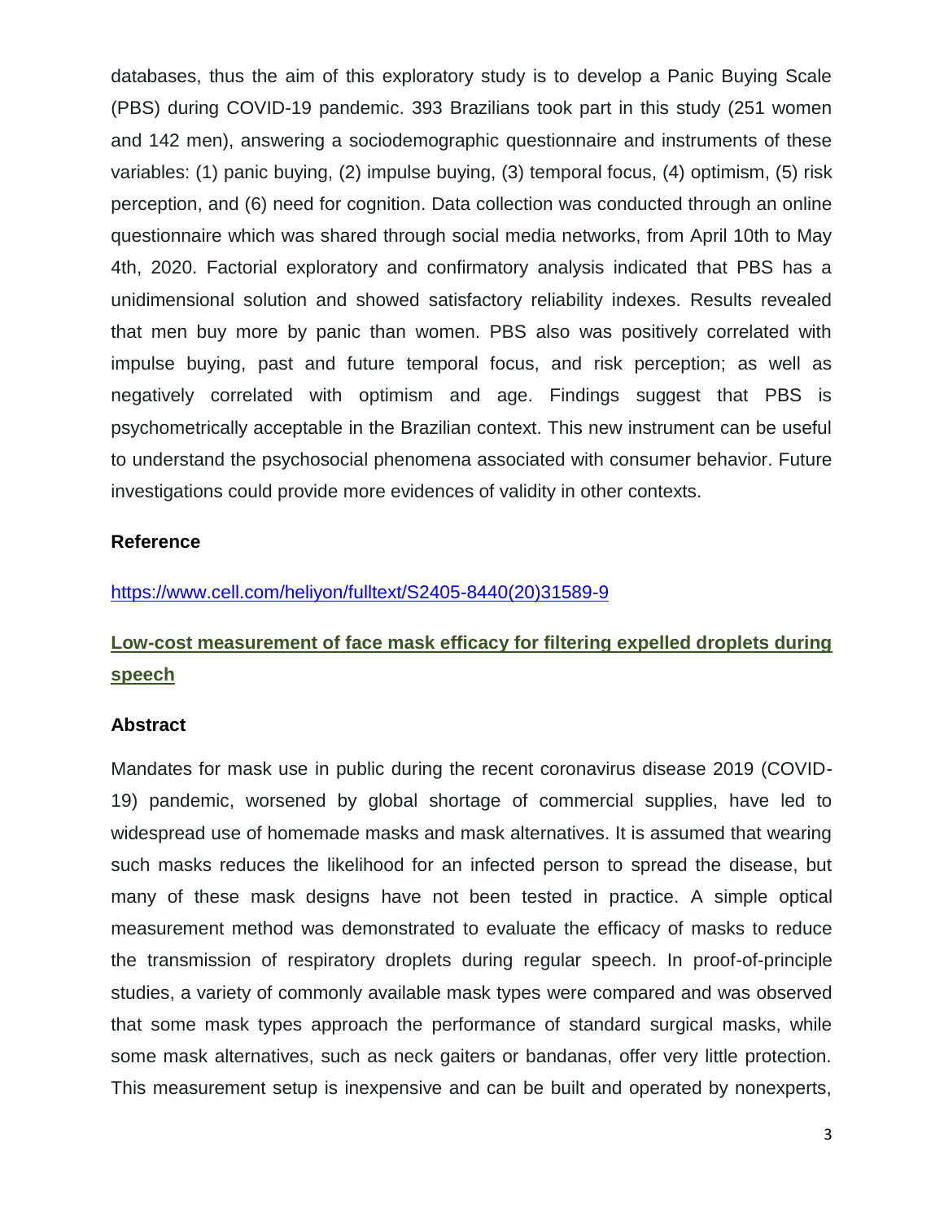databases, thus the aim of this exploratory study is to develop a Panic Buying Scale (PBS) during COVID-19 pandemic. 393 Brazilians took part in this study (251 women and 142 men), answering a sociodemographic questionnaire and instruments of these variables: (1) panic buying, (2) impulse buying, (3) temporal focus, (4) optimism, (5) risk perception, and (6) need for cognition. Data collection was conducted through an online questionnaire which was shared through social media networks, from April 10th to May 4th, 2020. Factorial exploratory and confirmatory analysis indicated that PBS has a unidimensional solution and showed satisfactory reliability indexes. Results revealed that men buy more by panic than women. PBS also was positively correlated with impulse buying, past and future temporal focus, and risk perception; as well as negatively correlated with optimism and age. Findings suggest that PBS is psychometrically acceptable in the Brazilian context. This new instrument can be useful to understand the psychosocial phenomena associated with consumer behavior. Future investigations could provide more evidences of validity in other contexts.

### Reference

https://www.cell.com/heliyon/fulltext/S2405-8440(20)31589-9

## Low-cost measurement of face mask efficacy for filtering expelled droplets during speech

### Abstract

Mandates for mask use in public during the recent coronavirus disease 2019 (COVID-19) pandemic, worsened by global shortage of commercial supplies, have led to widespread use of homemade masks and mask alternatives. It is assumed that wearing such masks reduces the likelihood for an infected person to spread the disease, but many of these mask designs have not been tested in practice. A simple optical measurement method was demonstrated to evaluate the efficacy of masks to reduce the transmission of respiratory droplets during regular speech. In proof-of-principle studies, a variety of commonly available mask types were compared and was observed that some mask types approach the performance of standard surgical masks, while some mask alternatives, such as neck gaiters or bandanas, offer very little protection. This measurement setup is inexpensive and can be built and operated by nonexperts,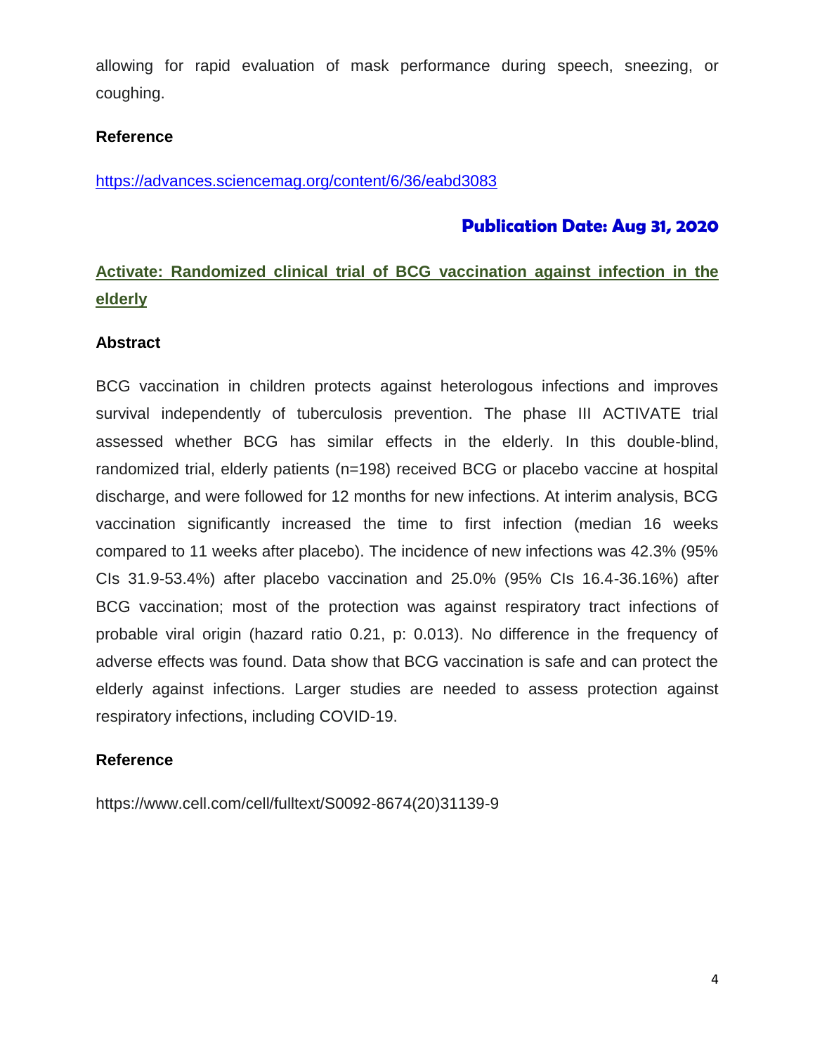allowing for rapid evaluation of mask performance during speech, sneezing, or coughing.

**Reference**

https://advances.sciencemag.org/content/6/36/eabd3083

**Publication Date: Aug 31, 2020**

## Activate: Randomized clinical trial of BCG vaccination against infection in the elderly

**Abstract**

BCG vaccination in children protects against heterologous infections and improves survival independently of tuberculosis prevention. The phase III ACTIVATE trial assessed whether BCG has similar effects in the elderly. In this double-blind, randomized trial, elderly patients (n=198) received BCG or placebo vaccine at hospital discharge, and were followed for 12 months for new infections. At interim analysis, BCG vaccination significantly increased the time to first infection (median 16 weeks compared to 11 weeks after placebo). The incidence of new infections was 42.3% (95% CIs 31.9-53.4%) after placebo vaccination and 25.0% (95% CIs 16.4-36.16%) after BCG vaccination; most of the protection was against respiratory tract infections of probable viral origin (hazard ratio 0.21, p: 0.013). No difference in the frequency of adverse effects was found. Data show that BCG vaccination is safe and can protect the elderly against infections. Larger studies are needed to assess protection against respiratory infections, including COVID-19.

**Reference**

https://www.cell.com/cell/fulltext/S0092-8674(20)31139-9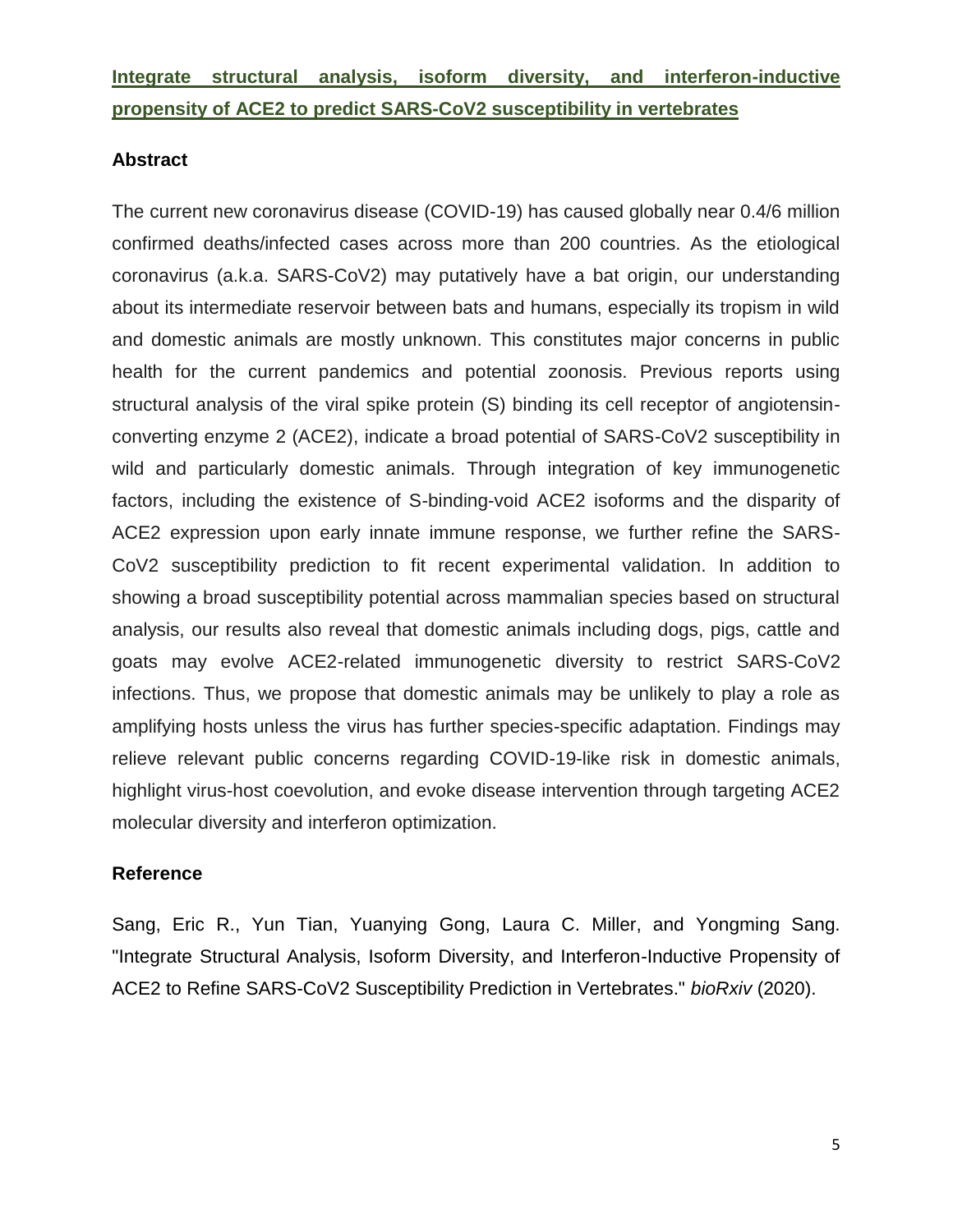## **Integrate structural analysis, isoform diversity, and interferon-inductive propensity of ACE2 to predict SARS-CoV2 susceptibility in vertebrates**

### Abstract

The current new coronavirus disease (COVID-19) has caused globally near 0.4/6 million confirmed deaths/infected cases across more than 200 countries. As the etiological coronavirus (a.k.a. SARS-CoV2) may putatively have a bat origin, our understanding about its intermediate reservoir between bats and humans, especially its tropism in wild and domestic animals are mostly unknown. This constitutes major concerns in public health for the current pandemics and potential zoonosis. Previous reports using structural analysis of the viral spike protein (S) binding its cell receptor of angiotensin-converting enzyme 2 (ACE2), indicate a broad potential of SARS-CoV2 susceptibility in wild and particularly domestic animals. Through integration of key immunogenetic factors, including the existence of S-binding-void ACE2 isoforms and the disparity of ACE2 expression upon early innate immune response, we further refine the SARS-CoV2 susceptibility prediction to fit recent experimental validation. In addition to showing a broad susceptibility potential across mammalian species based on structural analysis, our results also reveal that domestic animals including dogs, pigs, cattle and goats may evolve ACE2-related immunogenetic diversity to restrict SARS-CoV2 infections. Thus, we propose that domestic animals may be unlikely to play a role as amplifying hosts unless the virus has further species-specific adaptation. Findings may relieve relevant public concerns regarding COVID-19-like risk in domestic animals, highlight virus-host coevolution, and evoke disease intervention through targeting ACE2 molecular diversity and interferon optimization.

### Reference

Sang, Eric R., Yun Tian, Yuanying Gong, Laura C. Miller, and Yongming Sang. "Integrate Structural Analysis, Isoform Diversity, and Interferon-Inductive Propensity of ACE2 to Refine SARS-CoV2 Susceptibility Prediction in Vertebrates." *bioRxiv* (2020).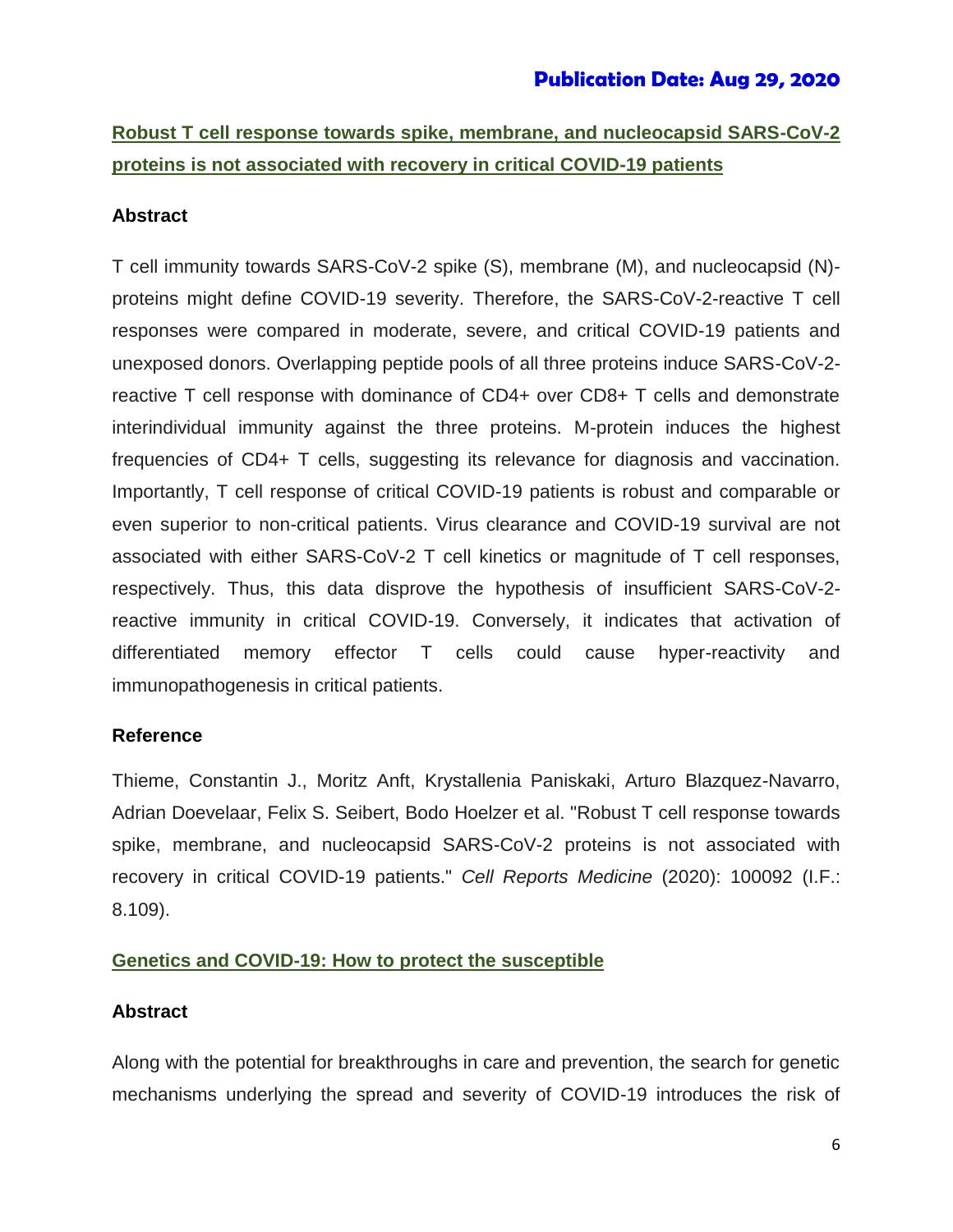**Publication Date: Aug 29, 2020**

## Robust T cell response towards spike, membrane, and nucleocapsid SARS-CoV-2 proteins is not associated with recovery in critical COVID-19 patients

### Abstract

T cell immunity towards SARS-CoV-2 spike (S), membrane (M), and nucleocapsid (N)-proteins might define COVID-19 severity. Therefore, the SARS-CoV-2-reactive T cell responses were compared in moderate, severe, and critical COVID-19 patients and unexposed donors. Overlapping peptide pools of all three proteins induce SARS-CoV-2-reactive T cell response with dominance of CD4+ over CD8+ T cells and demonstrate interindividual immunity against the three proteins. M-protein induces the highest frequencies of CD4+ T cells, suggesting its relevance for diagnosis and vaccination. Importantly, T cell response of critical COVID-19 patients is robust and comparable or even superior to non-critical patients. Virus clearance and COVID-19 survival are not associated with either SARS-CoV-2 T cell kinetics or magnitude of T cell responses, respectively. Thus, this data disprove the hypothesis of insufficient SARS-CoV-2-reactive immunity in critical COVID-19. Conversely, it indicates that activation of differentiated memory effector T cells could cause hyper-reactivity and immunopathogenesis in critical patients.

### Reference

Thieme, Constantin J., Moritz Anft, Krystallenia Paniskaki, Arturo Blazquez-Navarro, Adrian Doevelaar, Felix S. Seibert, Bodo Hoelzer et al. "Robust T cell response towards spike, membrane, and nucleocapsid SARS-CoV-2 proteins is not associated with recovery in critical COVID-19 patients." *Cell Reports Medicine* (2020): 100092 (I.F.: 8.109).

## Genetics and COVID-19: How to protect the susceptible

### Abstract

Along with the potential for breakthroughs in care and prevention, the search for genetic mechanisms underlying the spread and severity of COVID-19 introduces the risk of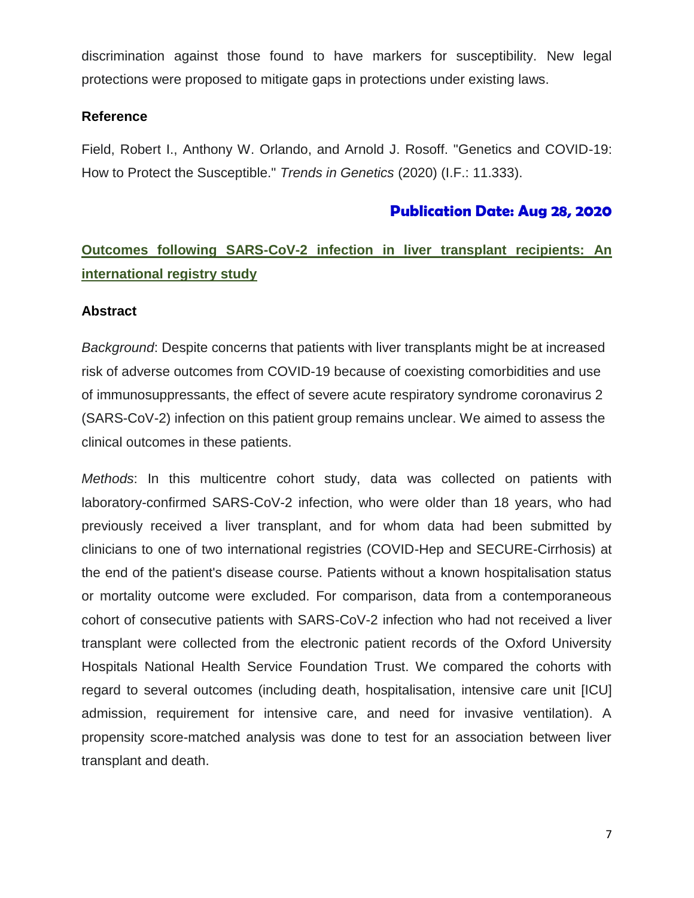discrimination against those found to have markers for susceptibility. New legal protections were proposed to mitigate gaps in protections under existing laws.

**Reference**

Field, Robert I., Anthony W. Orlando, and Arnold J. Rosoff. "Genetics and COVID-19: How to Protect the Susceptible." *Trends in Genetics* (2020) (I.F.: 11.333).

**Publication Date: Aug 28, 2020**

## Outcomes following SARS-CoV-2 infection in liver transplant recipients: An international registry study

**Abstract**

*Background*: Despite concerns that patients with liver transplants might be at increased risk of adverse outcomes from COVID-19 because of coexisting comorbidities and use of immunosuppressants, the effect of severe acute respiratory syndrome coronavirus 2 (SARS-CoV-2) infection on this patient group remains unclear. We aimed to assess the clinical outcomes in these patients.

*Methods*: In this multicentre cohort study, data was collected on patients with laboratory-confirmed SARS-CoV-2 infection, who were older than 18 years, who had previously received a liver transplant, and for whom data had been submitted by clinicians to one of two international registries (COVID-Hep and SECURE-Cirrhosis) at the end of the patient's disease course. Patients without a known hospitalisation status or mortality outcome were excluded. For comparison, data from a contemporaneous cohort of consecutive patients with SARS-CoV-2 infection who had not received a liver transplant were collected from the electronic patient records of the Oxford University Hospitals National Health Service Foundation Trust. We compared the cohorts with regard to several outcomes (including death, hospitalisation, intensive care unit [ICU] admission, requirement for intensive care, and need for invasive ventilation). A propensity score-matched analysis was done to test for an association between liver transplant and death.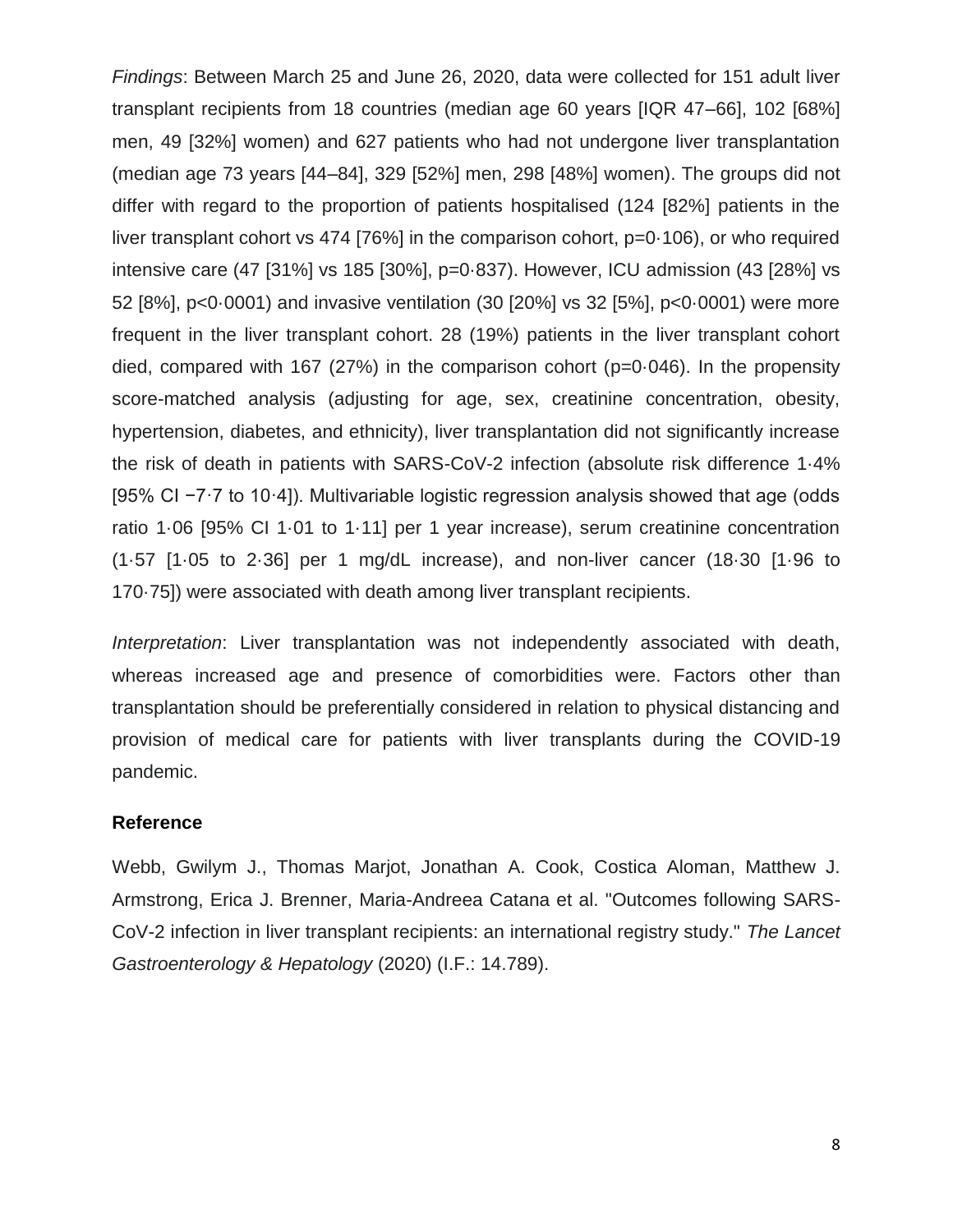*Findings*: Between March 25 and June 26, 2020, data were collected for 151 adult liver transplant recipients from 18 countries (median age 60 years [IQR 47–66], 102 [68%] men, 49 [32%] women) and 627 patients who had not undergone liver transplantation (median age 73 years [44–84], 329 [52%] men, 298 [48%] women). The groups did not differ with regard to the proportion of patients hospitalised (124 [82%] patients in the liver transplant cohort vs 474 [76%] in the comparison cohort, p=0·106), or who required intensive care (47 [31%] vs 185 [30%], p=0·837). However, ICU admission (43 [28%] vs 52 [8%], p<0·0001) and invasive ventilation (30 [20%] vs 32 [5%], p<0·0001) were more frequent in the liver transplant cohort. 28 (19%) patients in the liver transplant cohort died, compared with 167 (27%) in the comparison cohort (p=0·046). In the propensity score-matched analysis (adjusting for age, sex, creatinine concentration, obesity, hypertension, diabetes, and ethnicity), liver transplantation did not significantly increase the risk of death in patients with SARS-CoV-2 infection (absolute risk difference 1·4% [95% CI −7·7 to 10·4]). Multivariable logistic regression analysis showed that age (odds ratio 1·06 [95% CI 1·01 to 1·11] per 1 year increase), serum creatinine concentration (1·57 [1·05 to 2·36] per 1 mg/dL increase), and non-liver cancer (18·30 [1·96 to 170·75]) were associated with death among liver transplant recipients.

*Interpretation*: Liver transplantation was not independently associated with death, whereas increased age and presence of comorbidities were. Factors other than transplantation should be preferentially considered in relation to physical distancing and provision of medical care for patients with liver transplants during the COVID-19 pandemic.

**Reference**

Webb, Gwilym J., Thomas Marjot, Jonathan A. Cook, Costica Aloman, Matthew J. Armstrong, Erica J. Brenner, Maria-Andreea Catana et al. "Outcomes following SARS-CoV-2 infection in liver transplant recipients: an international registry study." *The Lancet Gastroenterology & Hepatology* (2020) (I.F.: 14.789).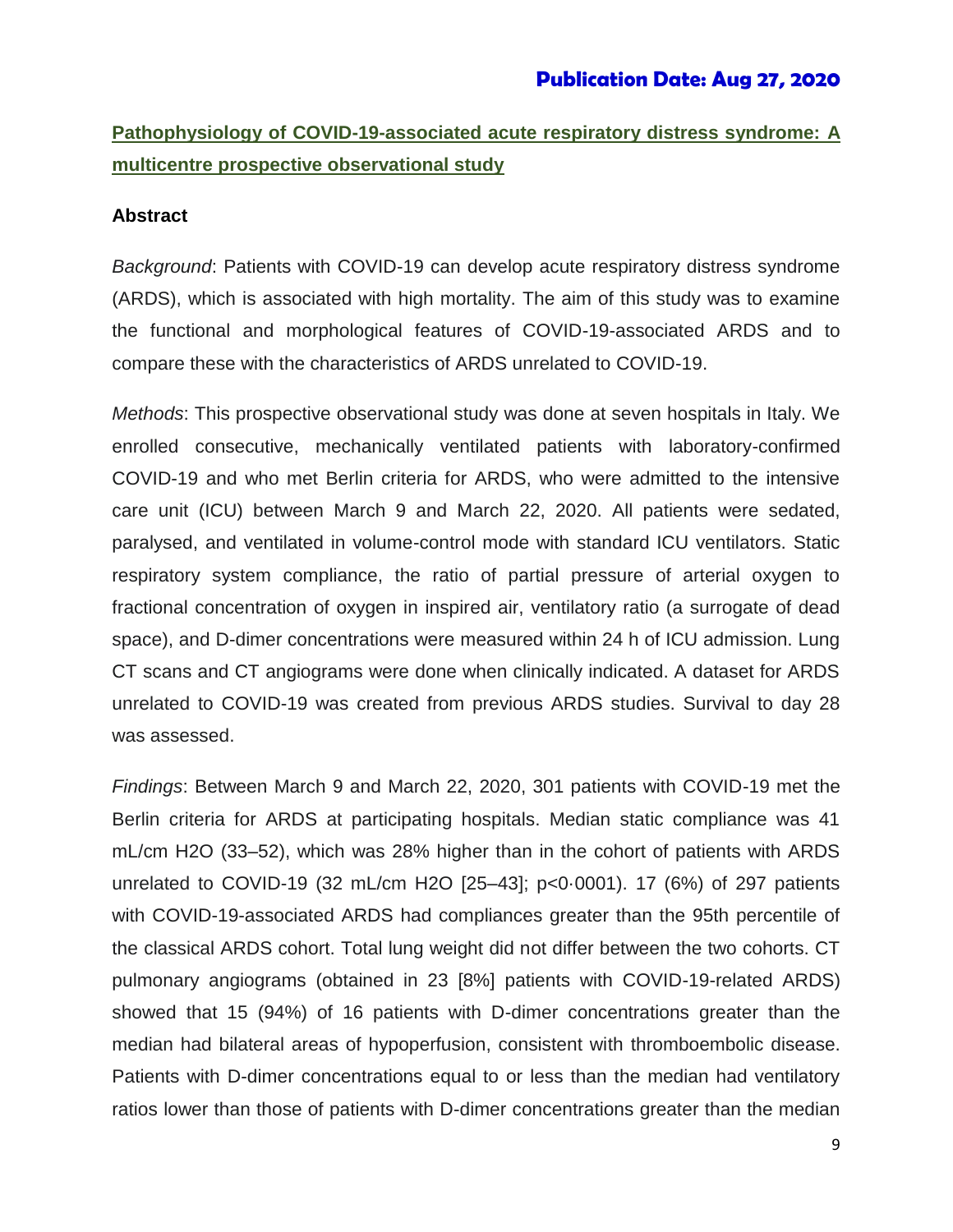**Publication Date: Aug 27, 2020**

## Pathophysiology of COVID-19-associated acute respiratory distress syndrome: A multicentre prospective observational study

### Abstract

*Background*: Patients with COVID-19 can develop acute respiratory distress syndrome (ARDS), which is associated with high mortality. The aim of this study was to examine the functional and morphological features of COVID-19-associated ARDS and to compare these with the characteristics of ARDS unrelated to COVID-19.

*Methods*: This prospective observational study was done at seven hospitals in Italy. We enrolled consecutive, mechanically ventilated patients with laboratory-confirmed COVID-19 and who met Berlin criteria for ARDS, who were admitted to the intensive care unit (ICU) between March 9 and March 22, 2020. All patients were sedated, paralysed, and ventilated in volume-control mode with standard ICU ventilators. Static respiratory system compliance, the ratio of partial pressure of arterial oxygen to fractional concentration of oxygen in inspired air, ventilatory ratio (a surrogate of dead space), and D-dimer concentrations were measured within 24 h of ICU admission. Lung CT scans and CT angiograms were done when clinically indicated. A dataset for ARDS unrelated to COVID-19 was created from previous ARDS studies. Survival to day 28 was assessed.

*Findings*: Between March 9 and March 22, 2020, 301 patients with COVID-19 met the Berlin criteria for ARDS at participating hospitals. Median static compliance was 41 mL/cm $H_2O$ (33–52), which was 28% higher than in the cohort of patients with ARDS unrelated to COVID-19 (32 mL/cm $H_2O$ [25–43]; $p<0{\cdot}0001$). 17 (6%) of 297 patients with COVID-19-associated ARDS had compliances greater than the 95th percentile of the classical ARDS cohort. Total lung weight did not differ between the two cohorts. CT pulmonary angiograms (obtained in 23 [8%] patients with COVID-19-related ARDS) showed that 15 (94%) of 16 patients with D-dimer concentrations greater than the median had bilateral areas of hypoperfusion, consistent with thromboembolic disease. Patients with D-dimer concentrations equal to or less than the median had ventilatory ratios lower than those of patients with D-dimer concentrations greater than the median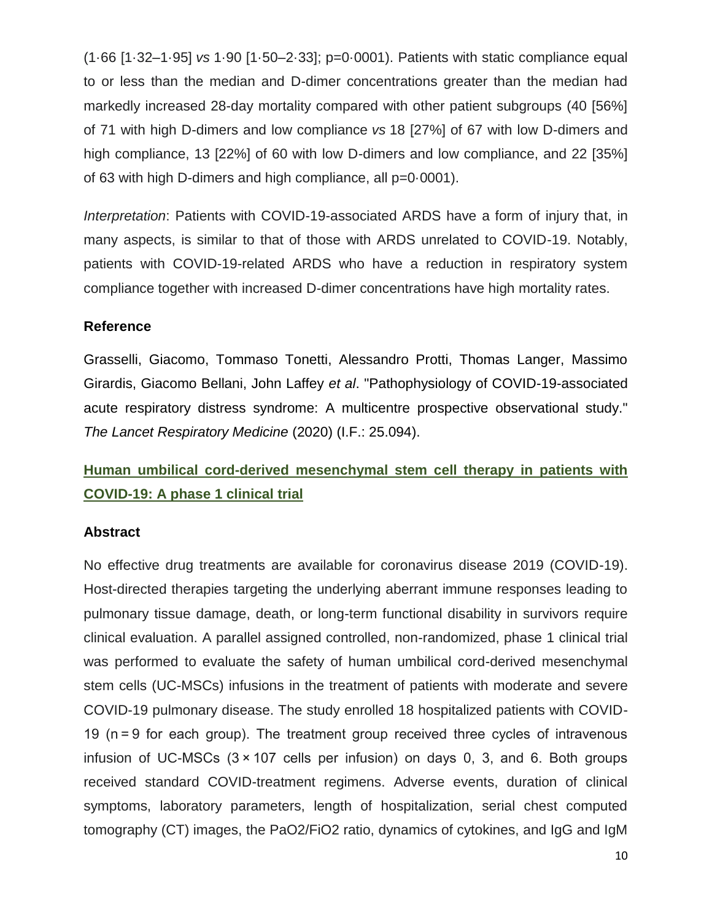(1·66 [1·32–1·95] *vs* 1·90 [1·50–2·33]; p=0·0001). Patients with static compliance equal to or less than the median and D-dimer concentrations greater than the median had markedly increased 28-day mortality compared with other patient subgroups (40 [56%] of 71 with high D-dimers and low compliance *vs* 18 [27%] of 67 with low D-dimers and high compliance, 13 [22%] of 60 with low D-dimers and low compliance, and 22 [35%] of 63 with high D-dimers and high compliance, all p=0·0001).

*Interpretation*: Patients with COVID-19-associated ARDS have a form of injury that, in many aspects, is similar to that of those with ARDS unrelated to COVID-19. Notably, patients with COVID-19-related ARDS who have a reduction in respiratory system compliance together with increased D-dimer concentrations have high mortality rates.

### Reference

Grasselli, Giacomo, Tommaso Tonetti, Alessandro Protti, Thomas Langer, Massimo Girardis, Giacomo Bellani, John Laffey *et al*. "Pathophysiology of COVID-19-associated acute respiratory distress syndrome: A multicentre prospective observational study." *The Lancet Respiratory Medicine* (2020) (I.F.: 25.094).

## Human umbilical cord-derived mesenchymal stem cell therapy in patients with COVID-19: A phase 1 clinical trial

### Abstract

No effective drug treatments are available for coronavirus disease 2019 (COVID-19). Host-directed therapies targeting the underlying aberrant immune responses leading to pulmonary tissue damage, death, or long-term functional disability in survivors require clinical evaluation. A parallel assigned controlled, non-randomized, phase 1 clinical trial was performed to evaluate the safety of human umbilical cord-derived mesenchymal stem cells (UC-MSCs) infusions in the treatment of patients with moderate and severe COVID-19 pulmonary disease. The study enrolled 18 hospitalized patients with COVID-19 (n = 9 for each group). The treatment group received three cycles of intravenous infusion of UC-MSCs ($3 \times 10^7$ cells per infusion) on days 0, 3, and 6. Both groups received standard COVID-treatment regimens. Adverse events, duration of clinical symptoms, laboratory parameters, length of hospitalization, serial chest computed tomography (CT) images, the $PaO_2/FiO_2$ ratio, dynamics of cytokines, and IgG and IgM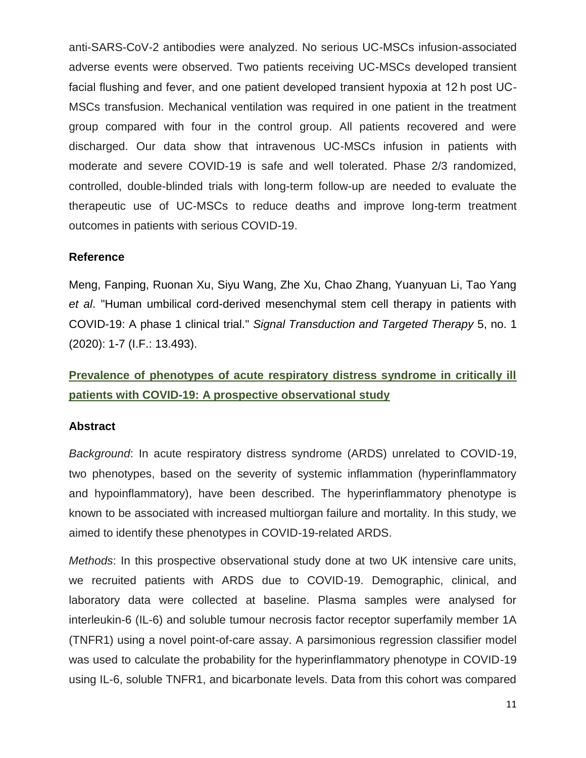anti-SARS-CoV-2 antibodies were analyzed. No serious UC-MSCs infusion-associated adverse events were observed. Two patients receiving UC-MSCs developed transient facial flushing and fever, and one patient developed transient hypoxia at 12 h post UC-MSCs transfusion. Mechanical ventilation was required in one patient in the treatment group compared with four in the control group. All patients recovered and were discharged. Our data show that intravenous UC-MSCs infusion in patients with moderate and severe COVID-19 is safe and well tolerated. Phase 2/3 randomized, controlled, double-blinded trials with long-term follow-up are needed to evaluate the therapeutic use of UC-MSCs to reduce deaths and improve long-term treatment outcomes in patients with serious COVID-19.

### Reference

Meng, Fanping, Ruonan Xu, Siyu Wang, Zhe Xu, Chao Zhang, Yuanyuan Li, Tao Yang *et al*. "Human umbilical cord-derived mesenchymal stem cell therapy in patients with COVID-19: A phase 1 clinical trial." *Signal Transduction and Targeted Therapy* 5, no. 1 (2020): 1-7 (I.F.: 13.493).

## Prevalence of phenotypes of acute respiratory distress syndrome in critically ill patients with COVID-19: A prospective observational study

### Abstract

*Background*: In acute respiratory distress syndrome (ARDS) unrelated to COVID-19, two phenotypes, based on the severity of systemic inflammation (hyperinflammatory and hypoinflammatory), have been described. The hyperinflammatory phenotype is known to be associated with increased multiorgan failure and mortality. In this study, we aimed to identify these phenotypes in COVID-19-related ARDS.

*Methods*: In this prospective observational study done at two UK intensive care units, we recruited patients with ARDS due to COVID-19. Demographic, clinical, and laboratory data were collected at baseline. Plasma samples were analysed for interleukin-6 (IL-6) and soluble tumour necrosis factor receptor superfamily member 1A (TNFR1) using a novel point-of-care assay. A parsimonious regression classifier model was used to calculate the probability for the hyperinflammatory phenotype in COVID-19 using IL-6, soluble TNFR1, and bicarbonate levels. Data from this cohort was compared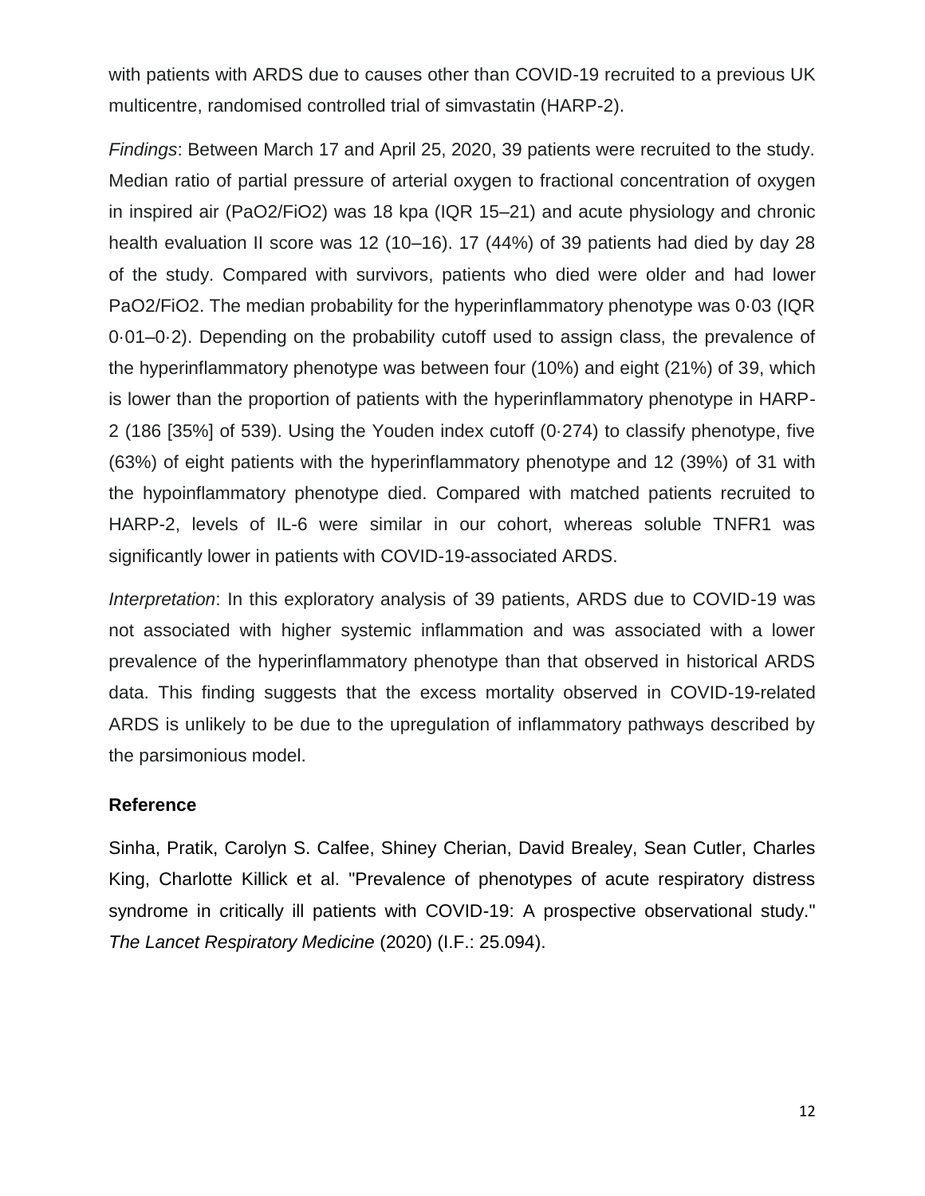with patients with ARDS due to causes other than COVID-19 recruited to a previous UK multicentre, randomised controlled trial of simvastatin (HARP-2).

*Findings*: Between March 17 and April 25, 2020, 39 patients were recruited to the study. Median ratio of partial pressure of arterial oxygen to fractional concentration of oxygen in inspired air ($PaO_2/FiO_2$) was 18 kpa (IQR 15–21) and acute physiology and chronic health evaluation II score was 12 (10–16). 17 (44%) of 39 patients had died by day 28 of the study. Compared with survivors, patients who died were older and had lower $PaO_2/FiO_2$. The median probability for the hyperinflammatory phenotype was 0·03 (IQR 0·01–0·2). Depending on the probability cutoff used to assign class, the prevalence of the hyperinflammatory phenotype was between four (10%) and eight (21%) of 39, which is lower than the proportion of patients with the hyperinflammatory phenotype in HARP-2 (186 [35%] of 539). Using the Youden index cutoff (0·274) to classify phenotype, five (63%) of eight patients with the hyperinflammatory phenotype and 12 (39%) of 31 with the hypoinflammatory phenotype died. Compared with matched patients recruited to HARP-2, levels of IL-6 were similar in our cohort, whereas soluble TNFR1 was significantly lower in patients with COVID-19-associated ARDS.

*Interpretation*: In this exploratory analysis of 39 patients, ARDS due to COVID-19 was not associated with higher systemic inflammation and was associated with a lower prevalence of the hyperinflammatory phenotype than that observed in historical ARDS data. This finding suggests that the excess mortality observed in COVID-19-related ARDS is unlikely to be due to the upregulation of inflammatory pathways described by the parsimonious model.

**Reference**

Sinha, Pratik, Carolyn S. Calfee, Shiney Cherian, David Brealey, Sean Cutler, Charles King, Charlotte Killick et al. "Prevalence of phenotypes of acute respiratory distress syndrome in critically ill patients with COVID-19: A prospective observational study." *The Lancet Respiratory Medicine* (2020) (I.F.: 25.094).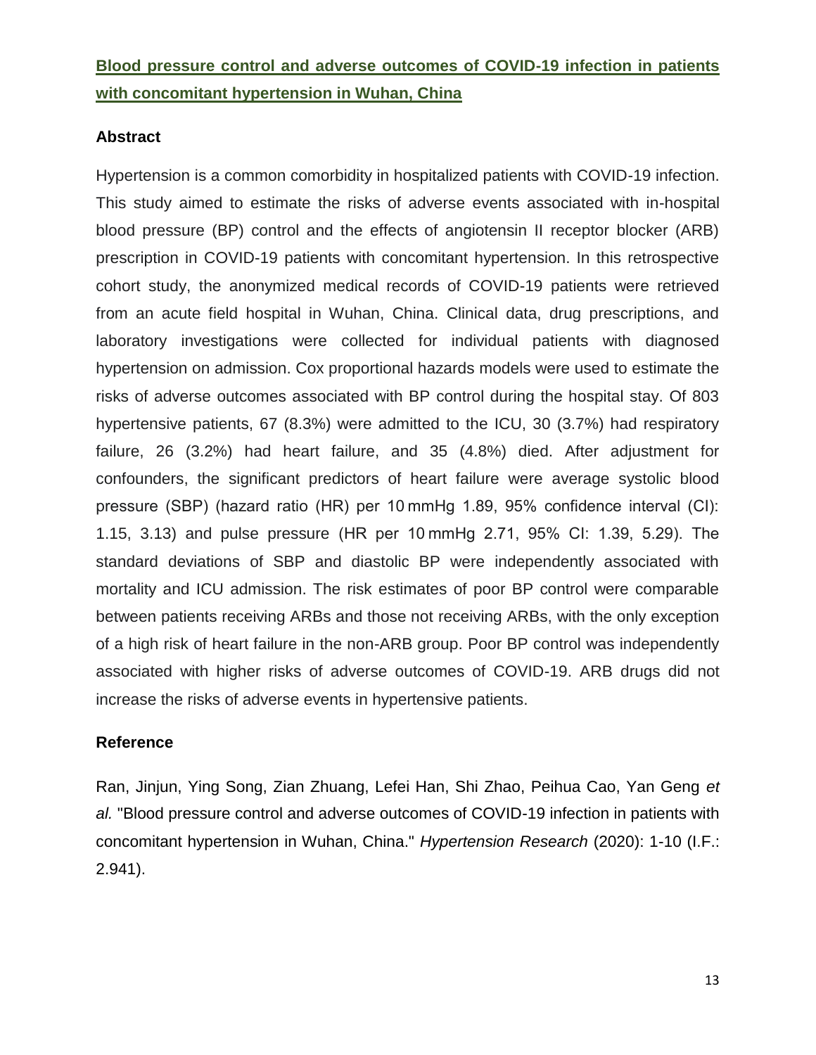## **Blood pressure control and adverse outcomes of COVID-19 infection in patients with concomitant hypertension in Wuhan, China**

### Abstract

Hypertension is a common comorbidity in hospitalized patients with COVID-19 infection. This study aimed to estimate the risks of adverse events associated with in-hospital blood pressure (BP) control and the effects of angiotensin II receptor blocker (ARB) prescription in COVID-19 patients with concomitant hypertension. In this retrospective cohort study, the anonymized medical records of COVID-19 patients were retrieved from an acute field hospital in Wuhan, China. Clinical data, drug prescriptions, and laboratory investigations were collected for individual patients with diagnosed hypertension on admission. Cox proportional hazards models were used to estimate the risks of adverse outcomes associated with BP control during the hospital stay. Of 803 hypertensive patients, 67 (8.3%) were admitted to the ICU, 30 (3.7%) had respiratory failure, 26 (3.2%) had heart failure, and 35 (4.8%) died. After adjustment for confounders, the significant predictors of heart failure were average systolic blood pressure (SBP) (hazard ratio (HR) per 10 mmHg 1.89, 95% confidence interval (CI): 1.15, 3.13) and pulse pressure (HR per 10 mmHg 2.71, 95% CI: 1.39, 5.29). The standard deviations of SBP and diastolic BP were independently associated with mortality and ICU admission. The risk estimates of poor BP control were comparable between patients receiving ARBs and those not receiving ARBs, with the only exception of a high risk of heart failure in the non-ARB group. Poor BP control was independently associated with higher risks of adverse outcomes of COVID-19. ARB drugs did not increase the risks of adverse events in hypertensive patients.

### Reference

Ran, Jinjun, Ying Song, Zian Zhuang, Lefei Han, Shi Zhao, Peihua Cao, Yan Geng *et al.* "Blood pressure control and adverse outcomes of COVID-19 infection in patients with concomitant hypertension in Wuhan, China." *Hypertension Research* (2020): 1-10 (I.F.: 2.941).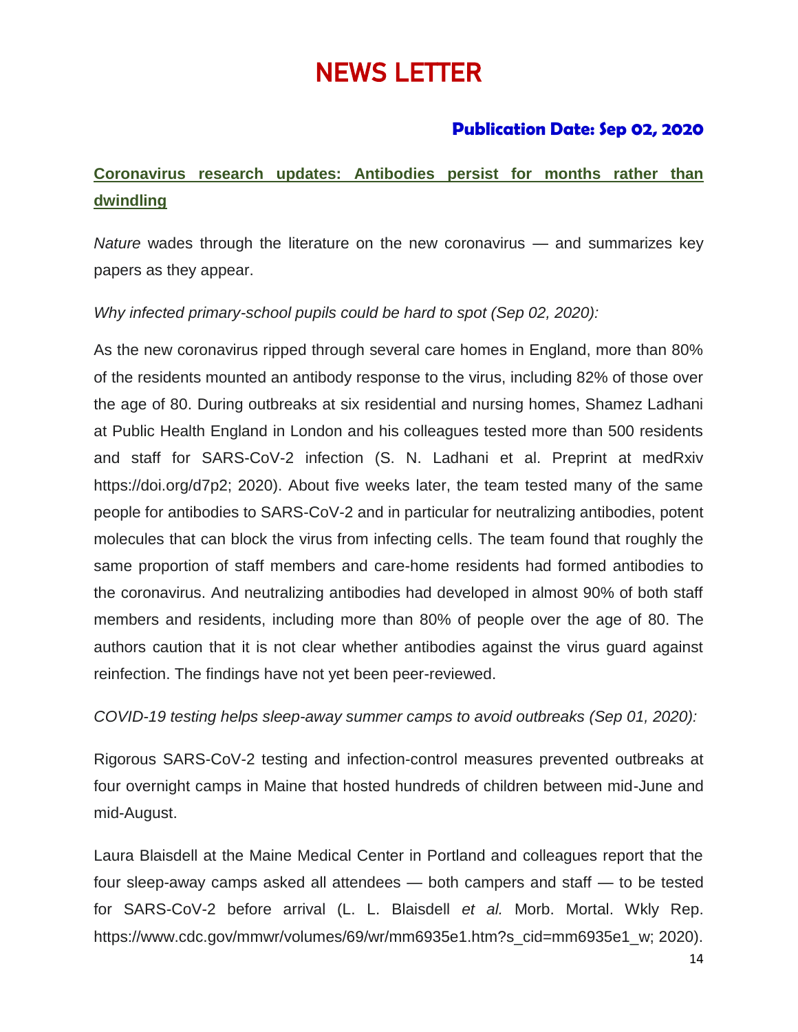# NEWS LETTER

**Publication Date: Sep 02, 2020**

## Coronavirus research updates: Antibodies persist for months rather than dwindling

*Nature* wades through the literature on the new coronavirus — and summarizes key papers as they appear.

*Why infected primary-school pupils could be hard to spot (Sep 02, 2020):*

As the new coronavirus ripped through several care homes in England, more than 80% of the residents mounted an antibody response to the virus, including 82% of those over the age of 80. During outbreaks at six residential and nursing homes, Shamez Ladhani at Public Health England in London and his colleagues tested more than 500 residents and staff for SARS-CoV-2 infection (S. N. Ladhani et al. Preprint at medRxiv https://doi.org/d7p2; 2020). About five weeks later, the team tested many of the same people for antibodies to SARS-CoV-2 and in particular for neutralizing antibodies, potent molecules that can block the virus from infecting cells. The team found that roughly the same proportion of staff members and care-home residents had formed antibodies to the coronavirus. And neutralizing antibodies had developed in almost 90% of both staff members and residents, including more than 80% of people over the age of 80. The authors caution that it is not clear whether antibodies against the virus guard against reinfection. The findings have not yet been peer-reviewed.

*COVID-19 testing helps sleep-away summer camps to avoid outbreaks (Sep 01, 2020):*

Rigorous SARS-CoV-2 testing and infection-control measures prevented outbreaks at four overnight camps in Maine that hosted hundreds of children between mid-June and mid-August.

Laura Blaisdell at the Maine Medical Center in Portland and colleagues report that the four sleep-away camps asked all attendees — both campers and staff — to be tested for SARS-CoV-2 before arrival (L. L. Blaisdell *et al.* Morb. Mortal. Wkly Rep. https://www.cdc.gov/mmwr/volumes/69/wr/mm6935e1.htm?s_cid=mm6935e1_w; 2020).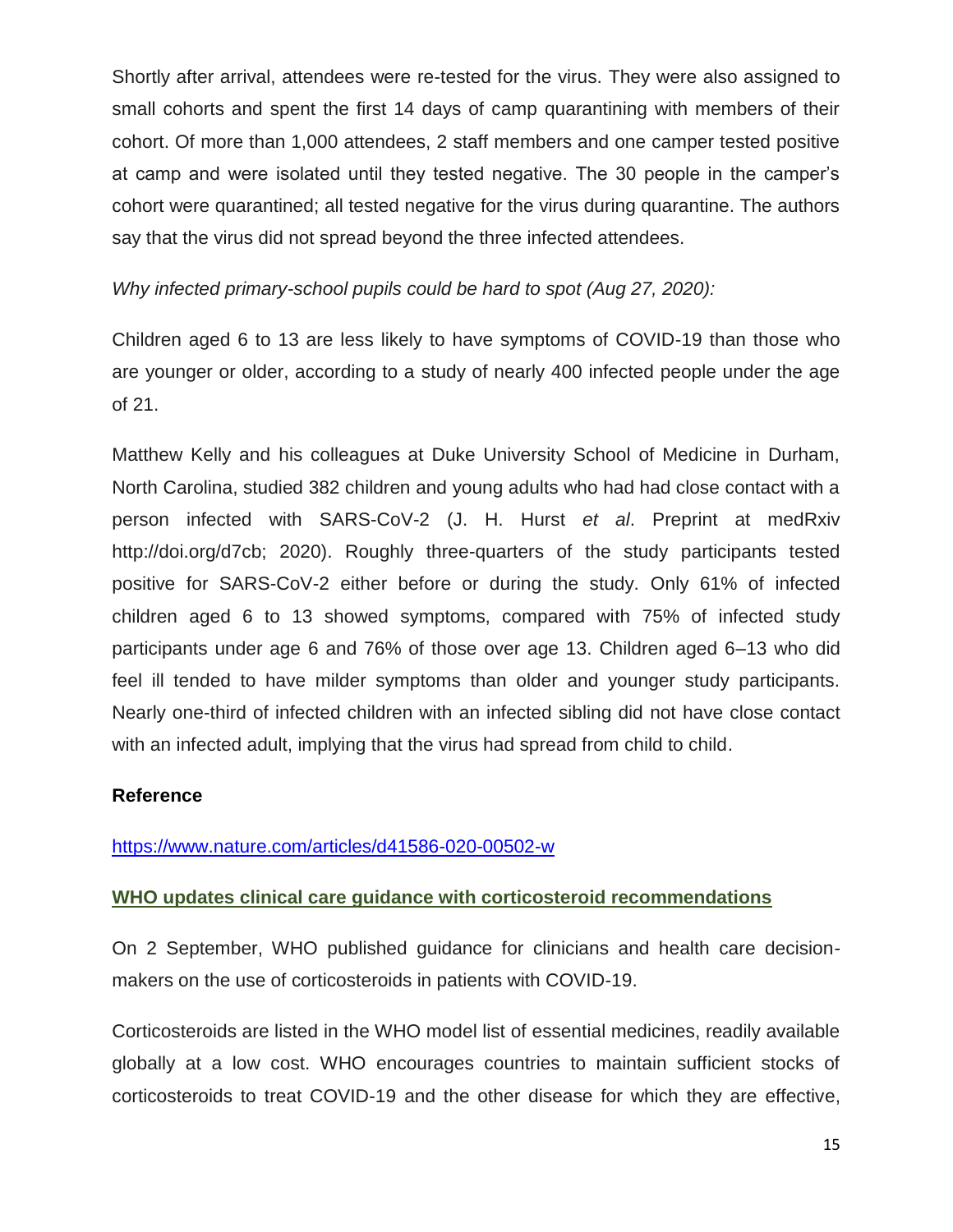Shortly after arrival, attendees were re-tested for the virus. They were also assigned to small cohorts and spent the first 14 days of camp quarantining with members of their cohort. Of more than 1,000 attendees, 2 staff members and one camper tested positive at camp and were isolated until they tested negative. The 30 people in the camper's cohort were quarantined; all tested negative for the virus during quarantine. The authors say that the virus did not spread beyond the three infected attendees.

*Why infected primary-school pupils could be hard to spot (Aug 27, 2020):*

Children aged 6 to 13 are less likely to have symptoms of COVID-19 than those who are younger or older, according to a study of nearly 400 infected people under the age of 21.

Matthew Kelly and his colleagues at Duke University School of Medicine in Durham, North Carolina, studied 382 children and young adults who had had close contact with a person infected with SARS-CoV-2 (J. H. Hurst *et al*. Preprint at medRxiv http://doi.org/d7cb; 2020). Roughly three-quarters of the study participants tested positive for SARS-CoV-2 either before or during the study. Only 61% of infected children aged 6 to 13 showed symptoms, compared with 75% of infected study participants under age 6 and 76% of those over age 13. Children aged 6–13 who did feel ill tended to have milder symptoms than older and younger study participants. Nearly one-third of infected children with an infected sibling did not have close contact with an infected adult, implying that the virus had spread from child to child.

**Reference**

https://www.nature.com/articles/d41586-020-00502-w

**WHO updates clinical care guidance with corticosteroid recommendations**

On 2 September, WHO published guidance for clinicians and health care decision-makers on the use of corticosteroids in patients with COVID-19.

Corticosteroids are listed in the WHO model list of essential medicines, readily available globally at a low cost. WHO encourages countries to maintain sufficient stocks of corticosteroids to treat COVID-19 and the other disease for which they are effective,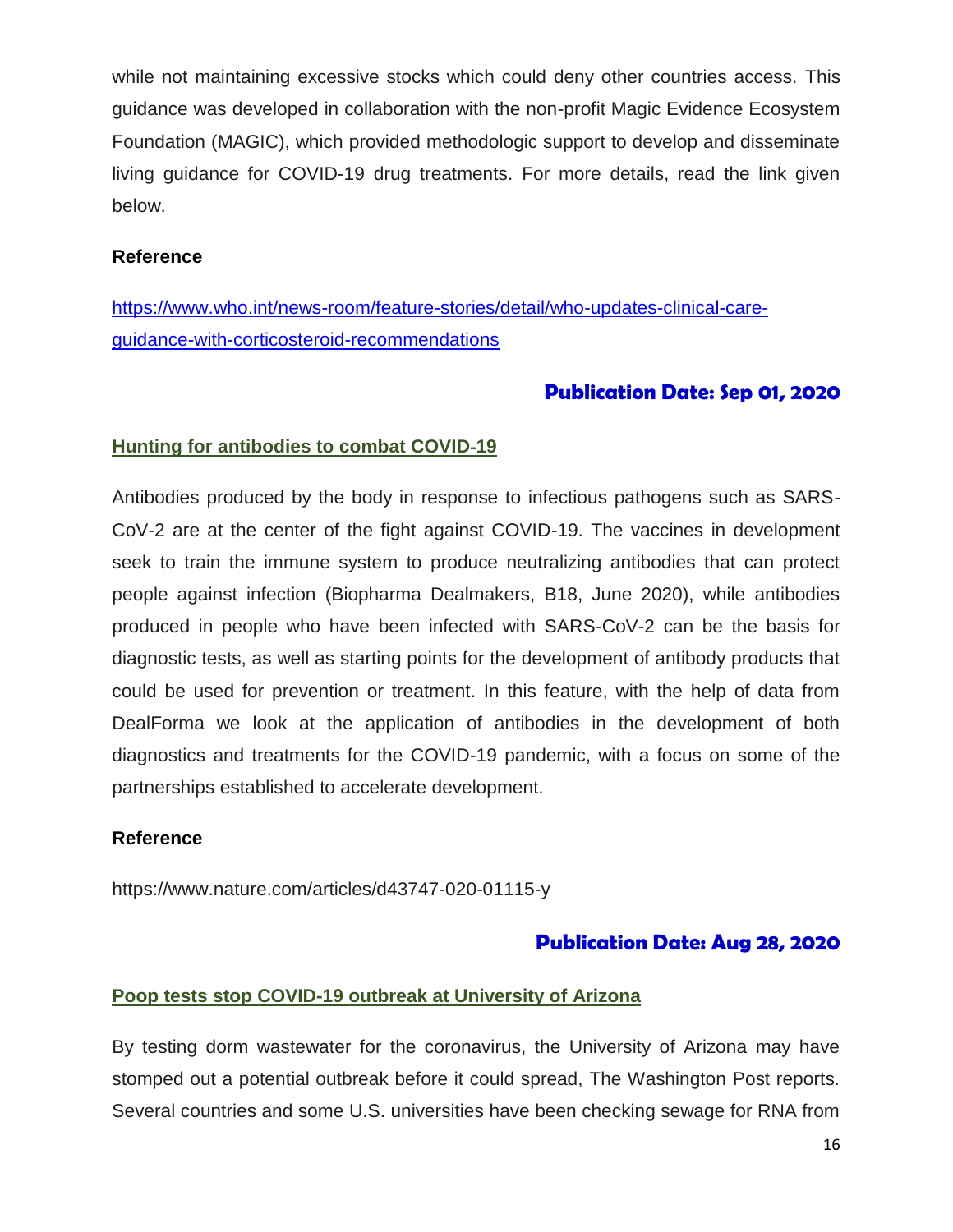while not maintaining excessive stocks which could deny other countries access. This guidance was developed in collaboration with the non-profit Magic Evidence Ecosystem Foundation (MAGIC), which provided methodologic support to develop and disseminate living guidance for COVID-19 drug treatments. For more details, read the link given below.

**Reference**

[https://www.who.int/news-room/feature-stories/detail/who-updates-clinical-care-guidance-with-corticosteroid-recommendations](https://www.who.int/news-room/feature-stories/detail/who-updates-clinical-care-guidance-with-corticosteroid-recommendations)

## Publication Date: Sep 01, 2020

### Hunting for antibodies to combat COVID-19

Antibodies produced by the body in response to infectious pathogens such as SARS-CoV-2 are at the center of the fight against COVID-19. The vaccines in development seek to train the immune system to produce neutralizing antibodies that can protect people against infection (Biopharma Dealmakers, B18, June 2020), while antibodies produced in people who have been infected with SARS-CoV-2 can be the basis for diagnostic tests, as well as starting points for the development of antibody products that could be used for prevention or treatment. In this feature, with the help of data from DealForma we look at the application of antibodies in the development of both diagnostics and treatments for the COVID-19 pandemic, with a focus on some of the partnerships established to accelerate development.

**Reference**

https://www.nature.com/articles/d43747-020-01115-y

## Publication Date: Aug 28, 2020

### Poop tests stop COVID-19 outbreak at University of Arizona

By testing dorm wastewater for the coronavirus, the University of Arizona may have stomped out a potential outbreak before it could spread, The Washington Post reports. Several countries and some U.S. universities have been checking sewage for RNA from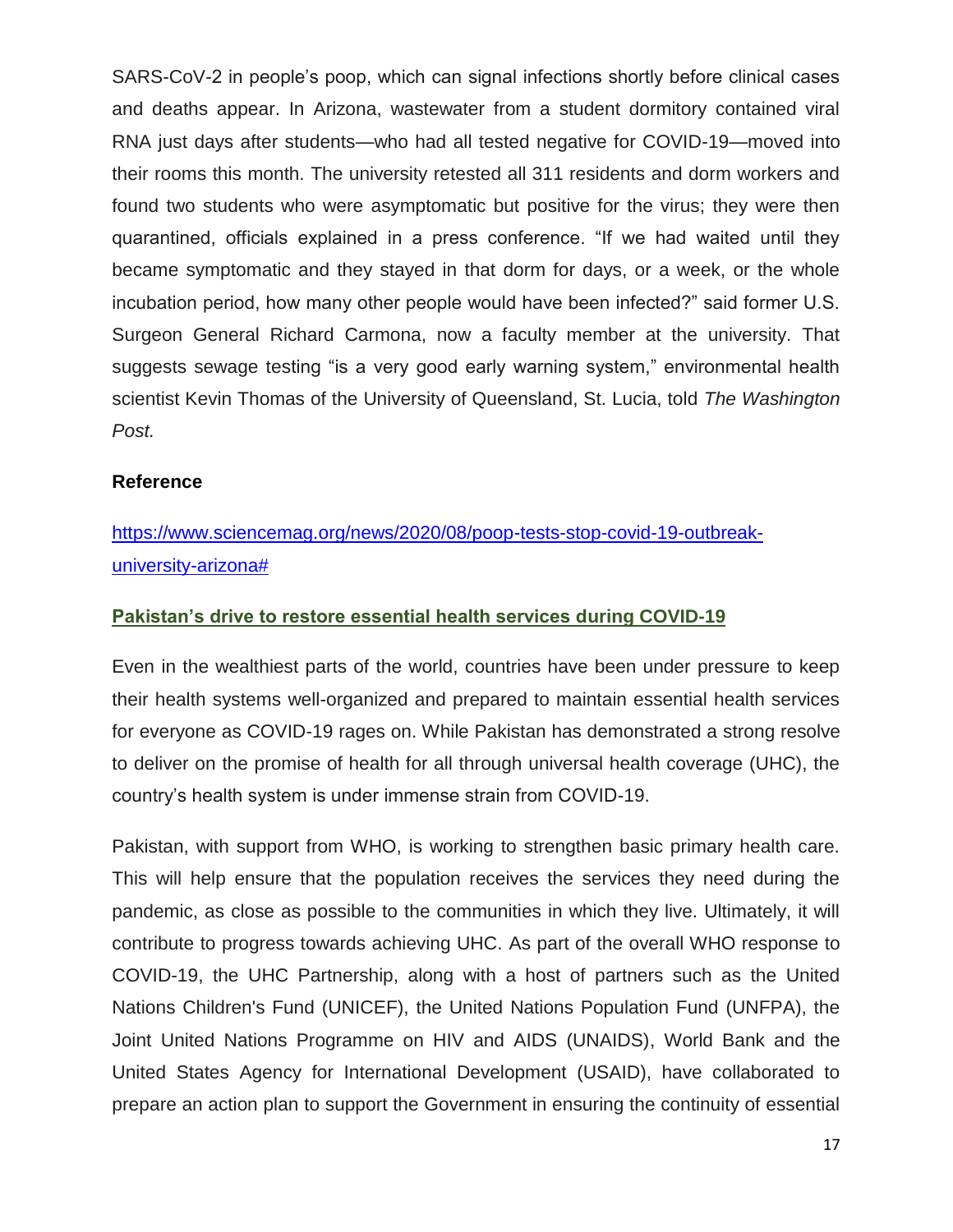SARS-CoV-2 in people's poop, which can signal infections shortly before clinical cases and deaths appear. In Arizona, wastewater from a student dormitory contained viral RNA just days after students—who had all tested negative for COVID-19—moved into their rooms this month. The university retested all 311 residents and dorm workers and found two students who were asymptomatic but positive for the virus; they were then quarantined, officials explained in a press conference. "If we had waited until they became symptomatic and they stayed in that dorm for days, or a week, or the whole incubation period, how many other people would have been infected?" said former U.S. Surgeon General Richard Carmona, now a faculty member at the university. That suggests sewage testing "is a very good early warning system," environmental health scientist Kevin Thomas of the University of Queensland, St. Lucia, told *The Washington Post.*

**Reference**

[https://www.sciencemag.org/news/2020/08/poop-tests-stop-covid-19-outbreak-university-arizona#](https://www.sciencemag.org/news/2020/08/poop-tests-stop-covid-19-outbreak-university-arizona#)

## Pakistan's drive to restore essential health services during COVID-19

Even in the wealthiest parts of the world, countries have been under pressure to keep their health systems well-organized and prepared to maintain essential health services for everyone as COVID-19 rages on. While Pakistan has demonstrated a strong resolve to deliver on the promise of health for all through universal health coverage (UHC), the country's health system is under immense strain from COVID-19.

Pakistan, with support from WHO, is working to strengthen basic primary health care. This will help ensure that the population receives the services they need during the pandemic, as close as possible to the communities in which they live. Ultimately, it will contribute to progress towards achieving UHC. As part of the overall WHO response to COVID-19, the UHC Partnership, along with a host of partners such as the United Nations Children's Fund (UNICEF), the United Nations Population Fund (UNFPA), the Joint United Nations Programme on HIV and AIDS (UNAIDS), World Bank and the United States Agency for International Development (USAID), have collaborated to prepare an action plan to support the Government in ensuring the continuity of essential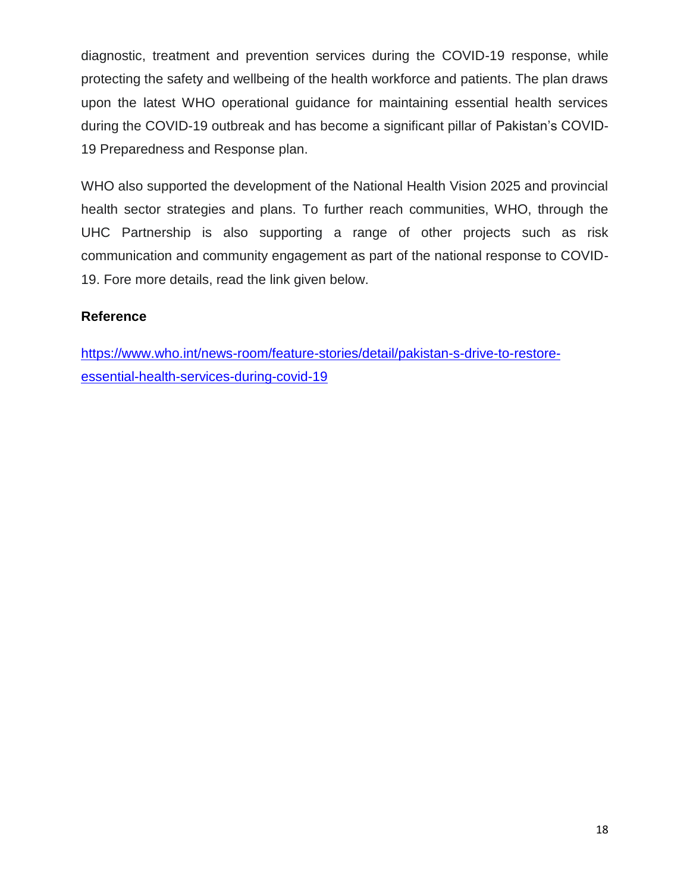diagnostic, treatment and prevention services during the COVID-19 response, while protecting the safety and wellbeing of the health workforce and patients. The plan draws upon the latest WHO operational guidance for maintaining essential health services during the COVID-19 outbreak and has become a significant pillar of Pakistan's COVID-19 Preparedness and Response plan.

WHO also supported the development of the National Health Vision 2025 and provincial health sector strategies and plans. To further reach communities, WHO, through the UHC Partnership is also supporting a range of other projects such as risk communication and community engagement as part of the national response to COVID-19. Fore more details, read the link given below.

**Reference**

https://www.who.int/news-room/feature-stories/detail/pakistan-s-drive-to-restore-essential-health-services-during-covid-19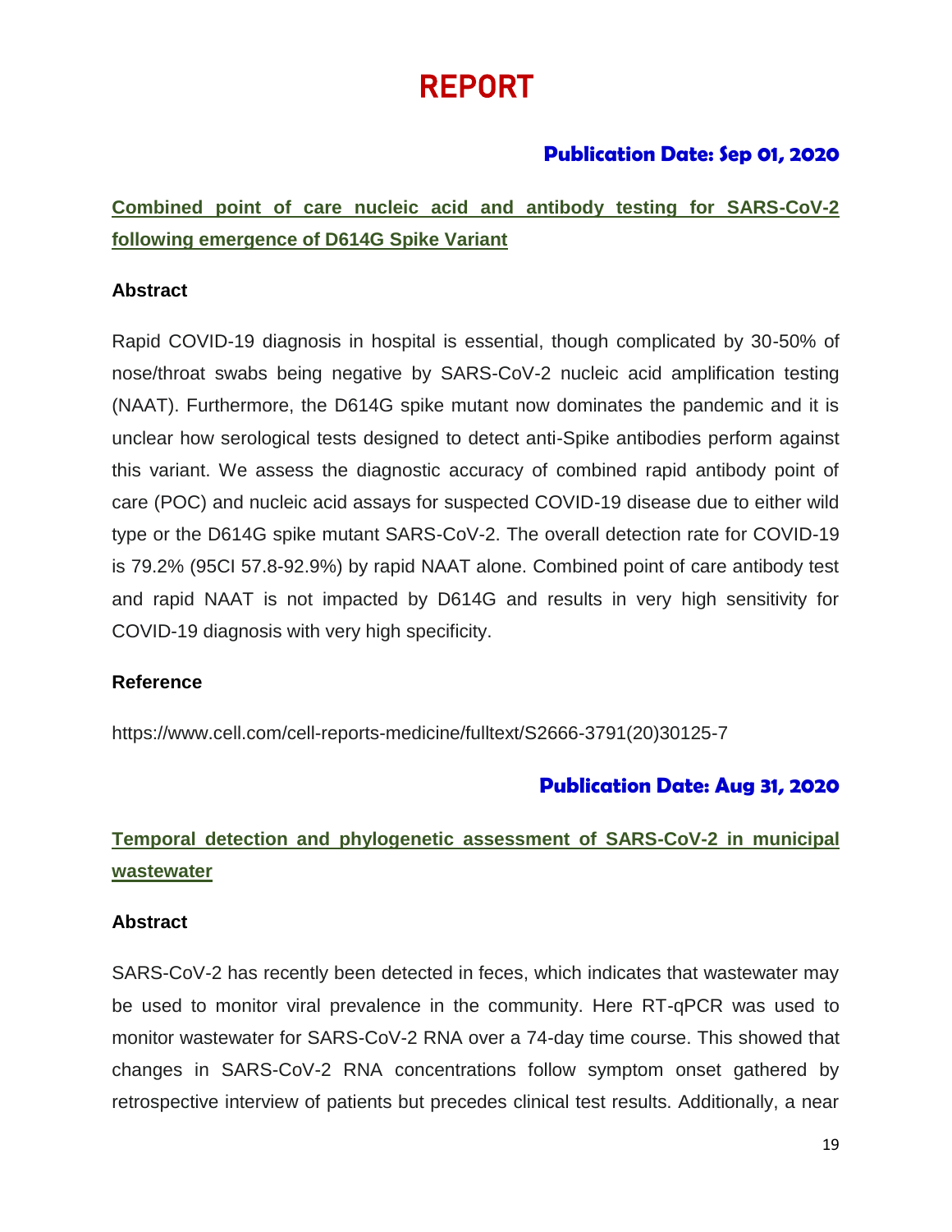# REPORT

### Publication Date: Sep 01, 2020

## Combined point of care nucleic acid and antibody testing for SARS-CoV-2 following emergence of D614G Spike Variant

**Abstract**

Rapid COVID-19 diagnosis in hospital is essential, though complicated by 30-50% of nose/throat swabs being negative by SARS-CoV-2 nucleic acid amplification testing (NAAT). Furthermore, the D614G spike mutant now dominates the pandemic and it is unclear how serological tests designed to detect anti-Spike antibodies perform against this variant. We assess the diagnostic accuracy of combined rapid antibody point of care (POC) and nucleic acid assays for suspected COVID-19 disease due to either wild type or the D614G spike mutant SARS-CoV-2. The overall detection rate for COVID-19 is 79.2% (95CI 57.8-92.9%) by rapid NAAT alone. Combined point of care antibody test and rapid NAAT is not impacted by D614G and results in very high sensitivity for COVID-19 diagnosis with very high specificity.

**Reference**

https://www.cell.com/cell-reports-medicine/fulltext/S2666-3791(20)30125-7

### Publication Date: Aug 31, 2020

## Temporal detection and phylogenetic assessment of SARS-CoV-2 in municipal wastewater

**Abstract**

SARS-CoV-2 has recently been detected in feces, which indicates that wastewater may be used to monitor viral prevalence in the community. Here RT-qPCR was used to monitor wastewater for SARS-CoV-2 RNA over a 74-day time course. This showed that changes in SARS-CoV-2 RNA concentrations follow symptom onset gathered by retrospective interview of patients but precedes clinical test results. Additionally, a near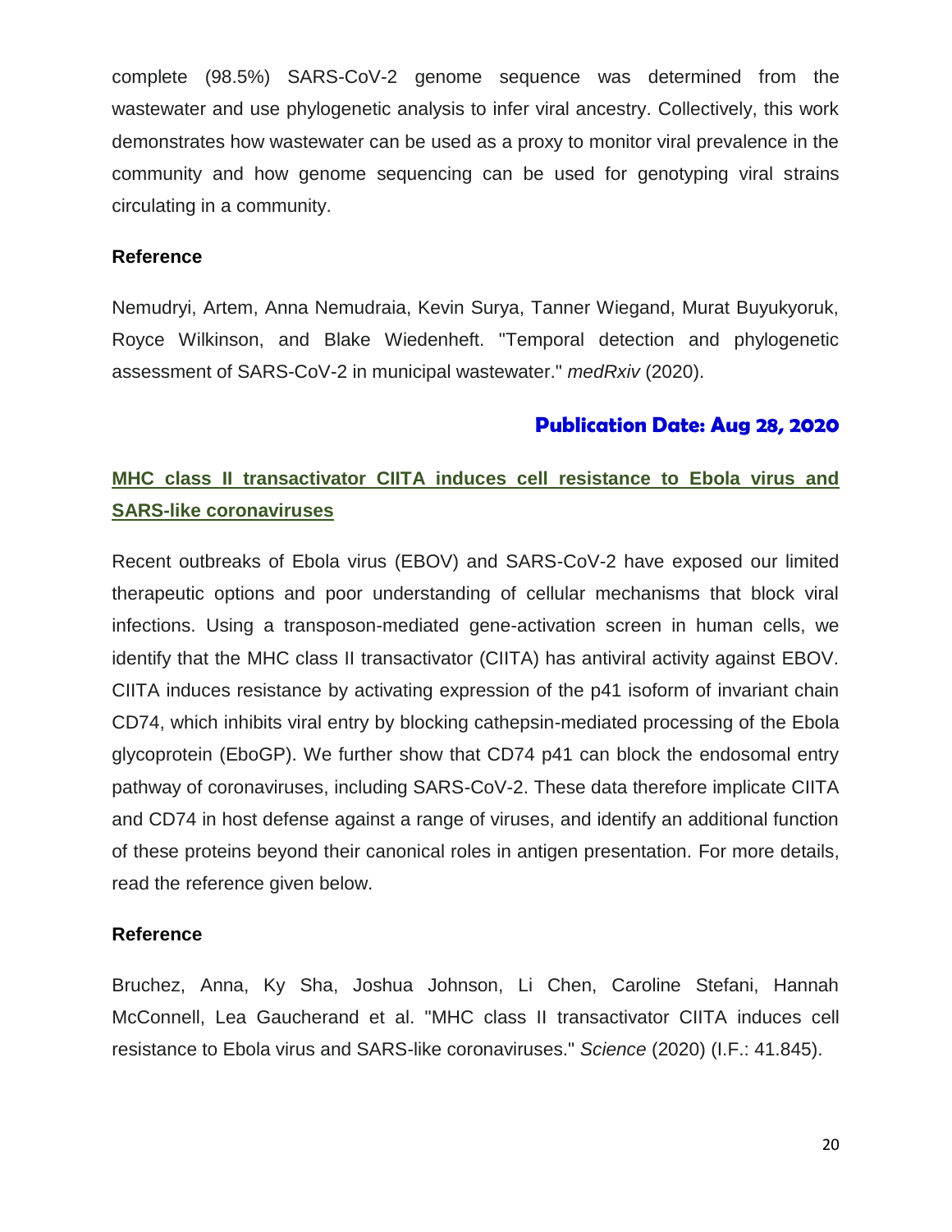complete (98.5%) SARS-CoV-2 genome sequence was determined from the wastewater and use phylogenetic analysis to infer viral ancestry. Collectively, this work demonstrates how wastewater can be used as a proxy to monitor viral prevalence in the community and how genome sequencing can be used for genotyping viral strains circulating in a community.

**Reference**

Nemudryi, Artem, Anna Nemudraia, Kevin Surya, Tanner Wiegand, Murat Buyukyoruk, Royce Wilkinson, and Blake Wiedenheft. "Temporal detection and phylogenetic assessment of SARS-CoV-2 in municipal wastewater." *medRxiv* (2020).

**Publication Date: Aug 28, 2020**

## MHC class II transactivator CIITA induces cell resistance to Ebola virus and SARS-like coronaviruses

Recent outbreaks of Ebola virus (EBOV) and SARS-CoV-2 have exposed our limited therapeutic options and poor understanding of cellular mechanisms that block viral infections. Using a transposon-mediated gene-activation screen in human cells, we identify that the MHC class II transactivator (CIITA) has antiviral activity against EBOV. CIITA induces resistance by activating expression of the p41 isoform of invariant chain CD74, which inhibits viral entry by blocking cathepsin-mediated processing of the Ebola glycoprotein (EboGP). We further show that CD74 p41 can block the endosomal entry pathway of coronaviruses, including SARS-CoV-2. These data therefore implicate CIITA and CD74 in host defense against a range of viruses, and identify an additional function of these proteins beyond their canonical roles in antigen presentation. For more details, read the reference given below.

**Reference**

Bruchez, Anna, Ky Sha, Joshua Johnson, Li Chen, Caroline Stefani, Hannah McConnell, Lea Gaucherand et al. "MHC class II transactivator CIITA induces cell resistance to Ebola virus and SARS-like coronaviruses." *Science* (2020) (I.F.: 41.845).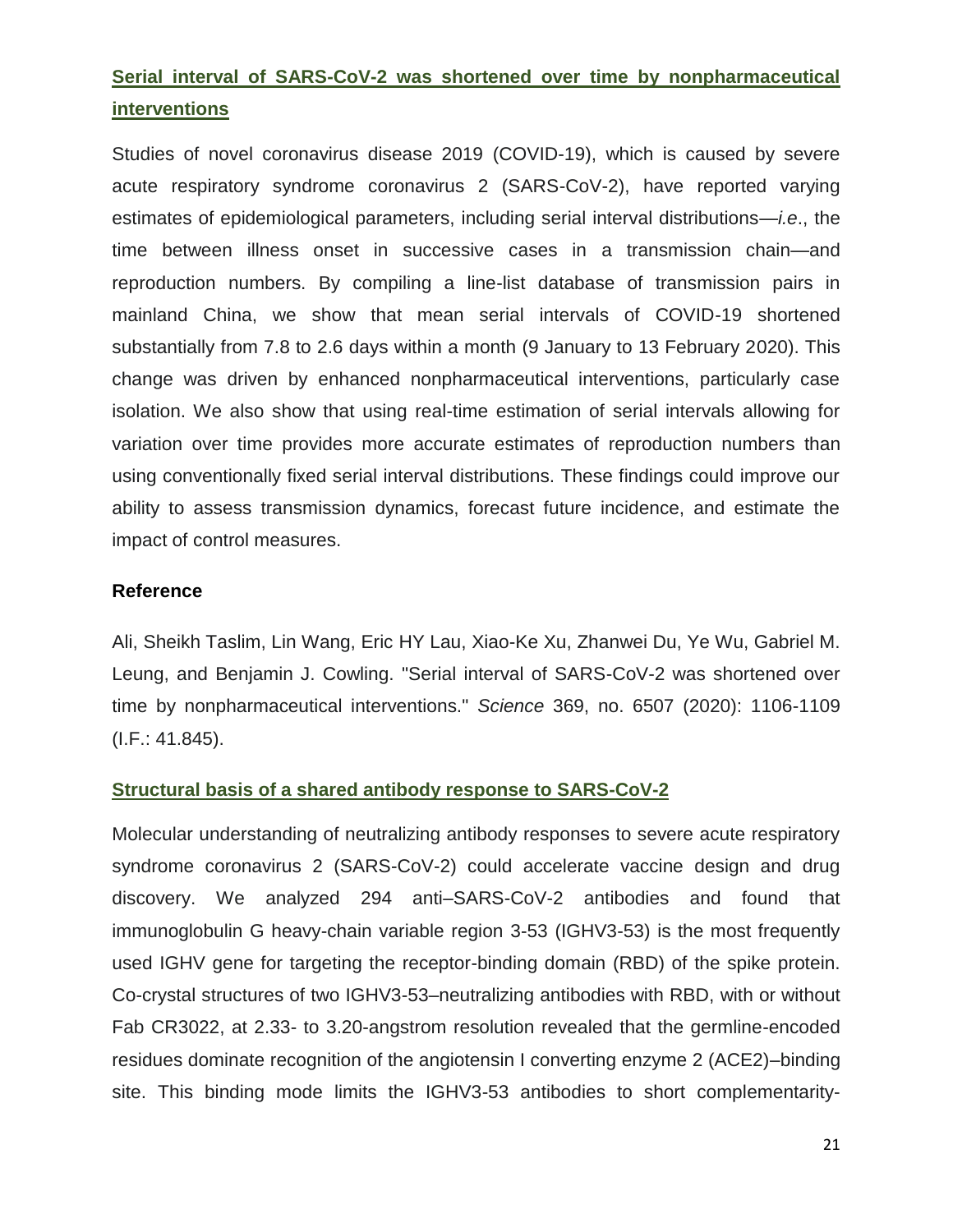## Serial interval of SARS-CoV-2 was shortened over time by nonpharmaceutical interventions

Studies of novel coronavirus disease 2019 (COVID-19), which is caused by severe acute respiratory syndrome coronavirus 2 (SARS-CoV-2), have reported varying estimates of epidemiological parameters, including serial interval distributions—*i.e*., the time between illness onset in successive cases in a transmission chain—and reproduction numbers. By compiling a line-list database of transmission pairs in mainland China, we show that mean serial intervals of COVID-19 shortened substantially from 7.8 to 2.6 days within a month (9 January to 13 February 2020). This change was driven by enhanced nonpharmaceutical interventions, particularly case isolation. We also show that using real-time estimation of serial intervals allowing for variation over time provides more accurate estimates of reproduction numbers than using conventionally fixed serial interval distributions. These findings could improve our ability to assess transmission dynamics, forecast future incidence, and estimate the impact of control measures.

### Reference

Ali, Sheikh Taslim, Lin Wang, Eric HY Lau, Xiao-Ke Xu, Zhanwei Du, Ye Wu, Gabriel M. Leung, and Benjamin J. Cowling. "Serial interval of SARS-CoV-2 was shortened over time by nonpharmaceutical interventions." *Science* 369, no. 6507 (2020): 1106-1109 (I.F.: 41.845).

## Structural basis of a shared antibody response to SARS-CoV-2

Molecular understanding of neutralizing antibody responses to severe acute respiratory syndrome coronavirus 2 (SARS-CoV-2) could accelerate vaccine design and drug discovery. We analyzed 294 anti–SARS-CoV-2 antibodies and found that immunoglobulin G heavy-chain variable region 3-53 (IGHV3-53) is the most frequently used IGHV gene for targeting the receptor-binding domain (RBD) of the spike protein. Co-crystal structures of two IGHV3-53–neutralizing antibodies with RBD, with or without Fab CR3022, at 2.33- to 3.20-angstrom resolution revealed that the germline-encoded residues dominate recognition of the angiotensin I converting enzyme 2 (ACE2)–binding site. This binding mode limits the IGHV3-53 antibodies to short complementarity-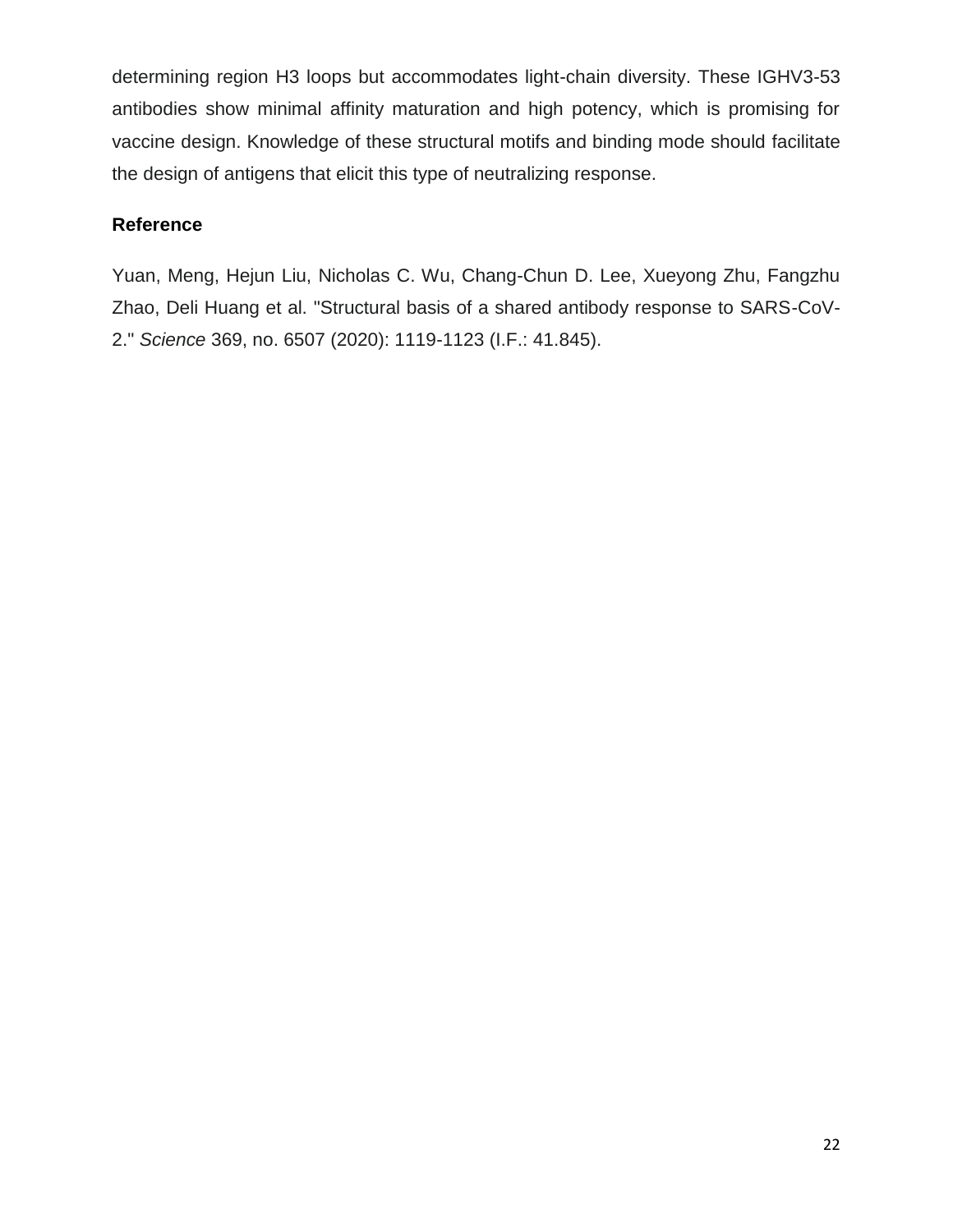determining region H3 loops but accommodates light-chain diversity. These IGHV3-53 antibodies show minimal affinity maturation and high potency, which is promising for vaccine design. Knowledge of these structural motifs and binding mode should facilitate the design of antigens that elicit this type of neutralizing response.

**Reference**

Yuan, Meng, Hejun Liu, Nicholas C. Wu, Chang-Chun D. Lee, Xueyong Zhu, Fangzhu Zhao, Deli Huang et al. "Structural basis of a shared antibody response to SARS-CoV-2." *Science* 369, no. 6507 (2020): 1119-1123 (I.F.: 41.845).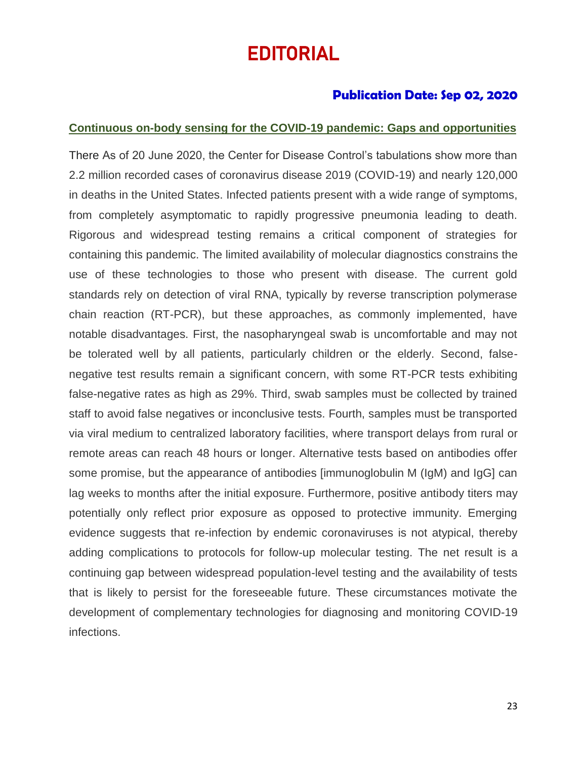# EDITORIAL

**Publication Date: Sep 02, 2020**

**Continuous on-body sensing for the COVID-19 pandemic: Gaps and opportunities**

There As of 20 June 2020, the Center for Disease Control's tabulations show more than 2.2 million recorded cases of coronavirus disease 2019 (COVID-19) and nearly 120,000 in deaths in the United States. Infected patients present with a wide range of symptoms, from completely asymptomatic to rapidly progressive pneumonia leading to death. Rigorous and widespread testing remains a critical component of strategies for containing this pandemic. The limited availability of molecular diagnostics constrains the use of these technologies to those who present with disease. The current gold standards rely on detection of viral RNA, typically by reverse transcription polymerase chain reaction (RT-PCR), but these approaches, as commonly implemented, have notable disadvantages. First, the nasopharyngeal swab is uncomfortable and may not be tolerated well by all patients, particularly children or the elderly. Second, false-negative test results remain a significant concern, with some RT-PCR tests exhibiting false-negative rates as high as 29%. Third, swab samples must be collected by trained staff to avoid false negatives or inconclusive tests. Fourth, samples must be transported via viral medium to centralized laboratory facilities, where transport delays from rural or remote areas can reach 48 hours or longer. Alternative tests based on antibodies offer some promise, but the appearance of antibodies [immunoglobulin M (IgM) and IgG] can lag weeks to months after the initial exposure. Furthermore, positive antibody titers may potentially only reflect prior exposure as opposed to protective immunity. Emerging evidence suggests that re-infection by endemic coronaviruses is not atypical, thereby adding complications to protocols for follow-up molecular testing. The net result is a continuing gap between widespread population-level testing and the availability of tests that is likely to persist for the foreseeable future. These circumstances motivate the development of complementary technologies for diagnosing and monitoring COVID-19 infections.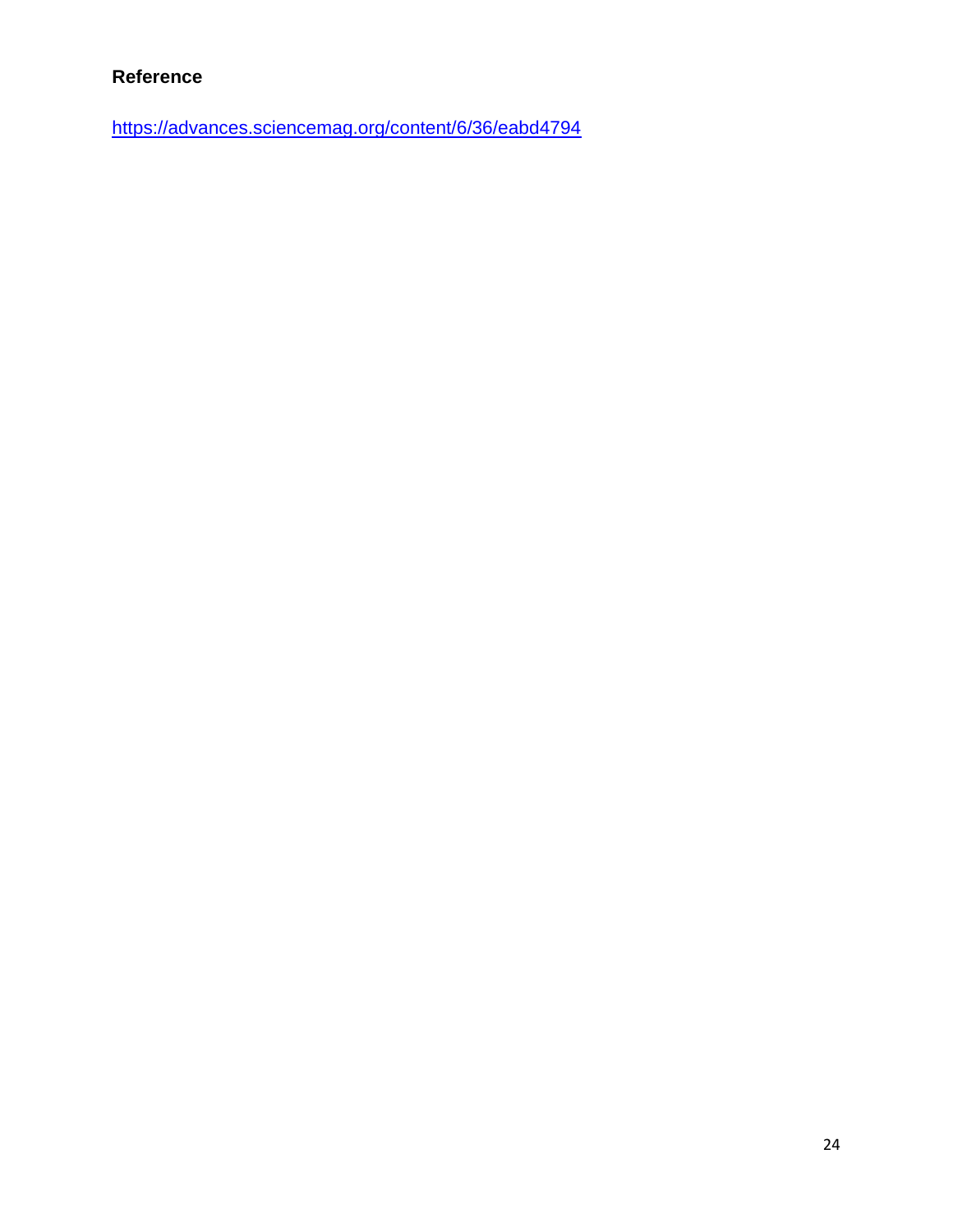**Reference**

https://advances.sciencemag.org/content/6/36/eabd4794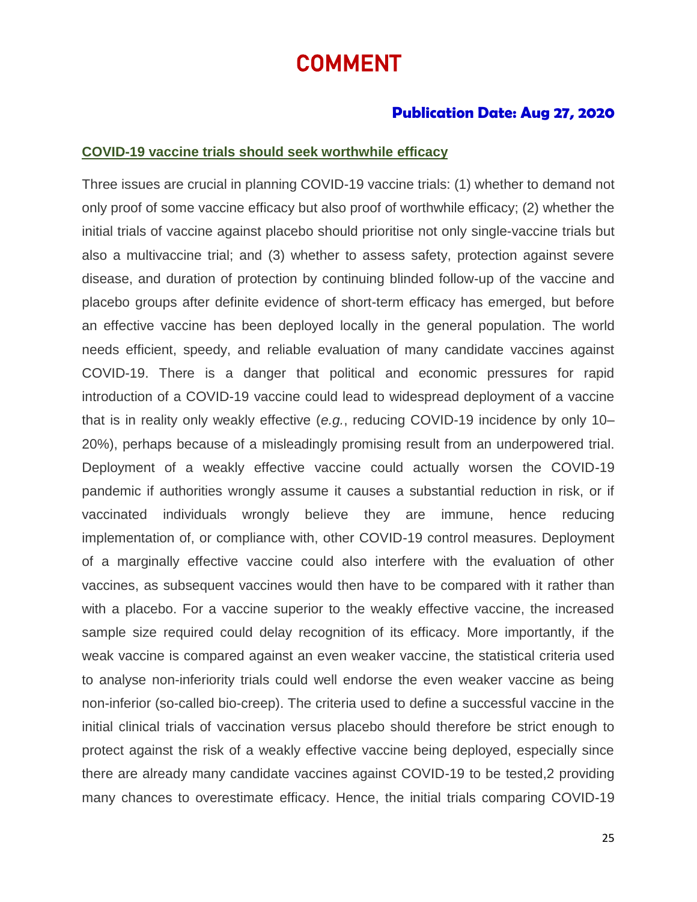# COMMENT

**Publication Date: Aug 27, 2020**

## COVID-19 vaccine trials should seek worthwhile efficacy

Three issues are crucial in planning COVID-19 vaccine trials: (1) whether to demand not only proof of some vaccine efficacy but also proof of worthwhile efficacy; (2) whether the initial trials of vaccine against placebo should prioritise not only single-vaccine trials but also a multivaccine trial; and (3) whether to assess safety, protection against severe disease, and duration of protection by continuing blinded follow-up of the vaccine and placebo groups after definite evidence of short-term efficacy has emerged, but before an effective vaccine has been deployed locally in the general population. The world needs efficient, speedy, and reliable evaluation of many candidate vaccines against COVID-19. There is a danger that political and economic pressures for rapid introduction of a COVID-19 vaccine could lead to widespread deployment of a vaccine that is in reality only weakly effective (*e.g.*, reducing COVID-19 incidence by only 10–20%), perhaps because of a misleadingly promising result from an underpowered trial. Deployment of a weakly effective vaccine could actually worsen the COVID-19 pandemic if authorities wrongly assume it causes a substantial reduction in risk, or if vaccinated individuals wrongly believe they are immune, hence reducing implementation of, or compliance with, other COVID-19 control measures. Deployment of a marginally effective vaccine could also interfere with the evaluation of other vaccines, as subsequent vaccines would then have to be compared with it rather than with a placebo. For a vaccine superior to the weakly effective vaccine, the increased sample size required could delay recognition of its efficacy. More importantly, if the weak vaccine is compared against an even weaker vaccine, the statistical criteria used to analyse non-inferiority trials could well endorse the even weaker vaccine as being non-inferior (so-called bio-creep). The criteria used to define a successful vaccine in the initial clinical trials of vaccination versus placebo should therefore be strict enough to protect against the risk of a weakly effective vaccine being deployed, especially since there are already many candidate vaccines against COVID-19 to be tested,2 providing many chances to overestimate efficacy. Hence, the initial trials comparing COVID-19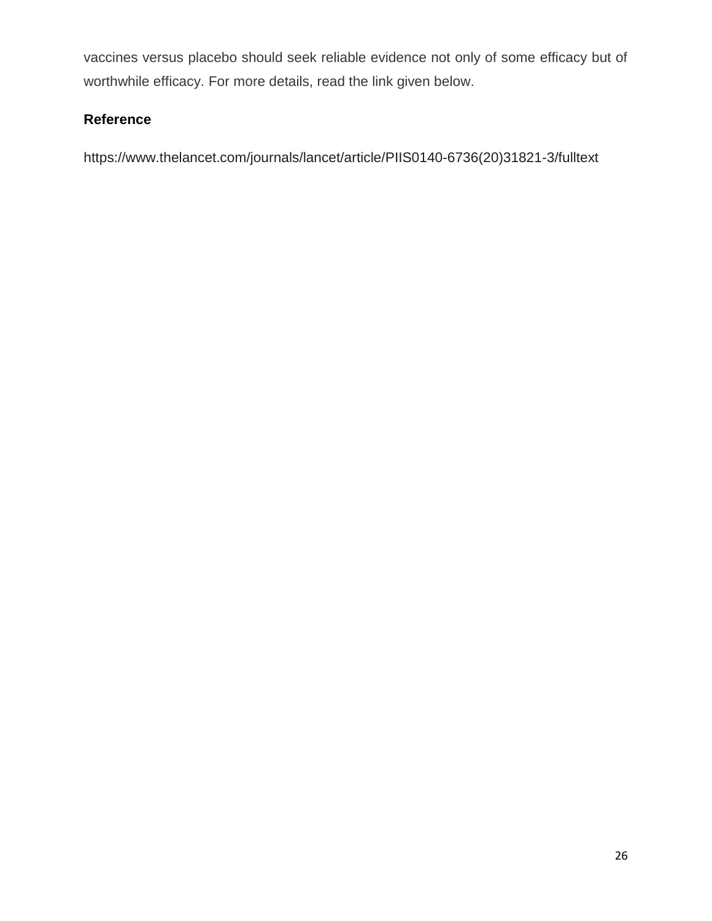vaccines versus placebo should seek reliable evidence not only of some efficacy but of worthwhile efficacy. For more details, read the link given below.

**Reference**

https://www.thelancet.com/journals/lancet/article/PIIS0140-6736(20)31821-3/fulltext